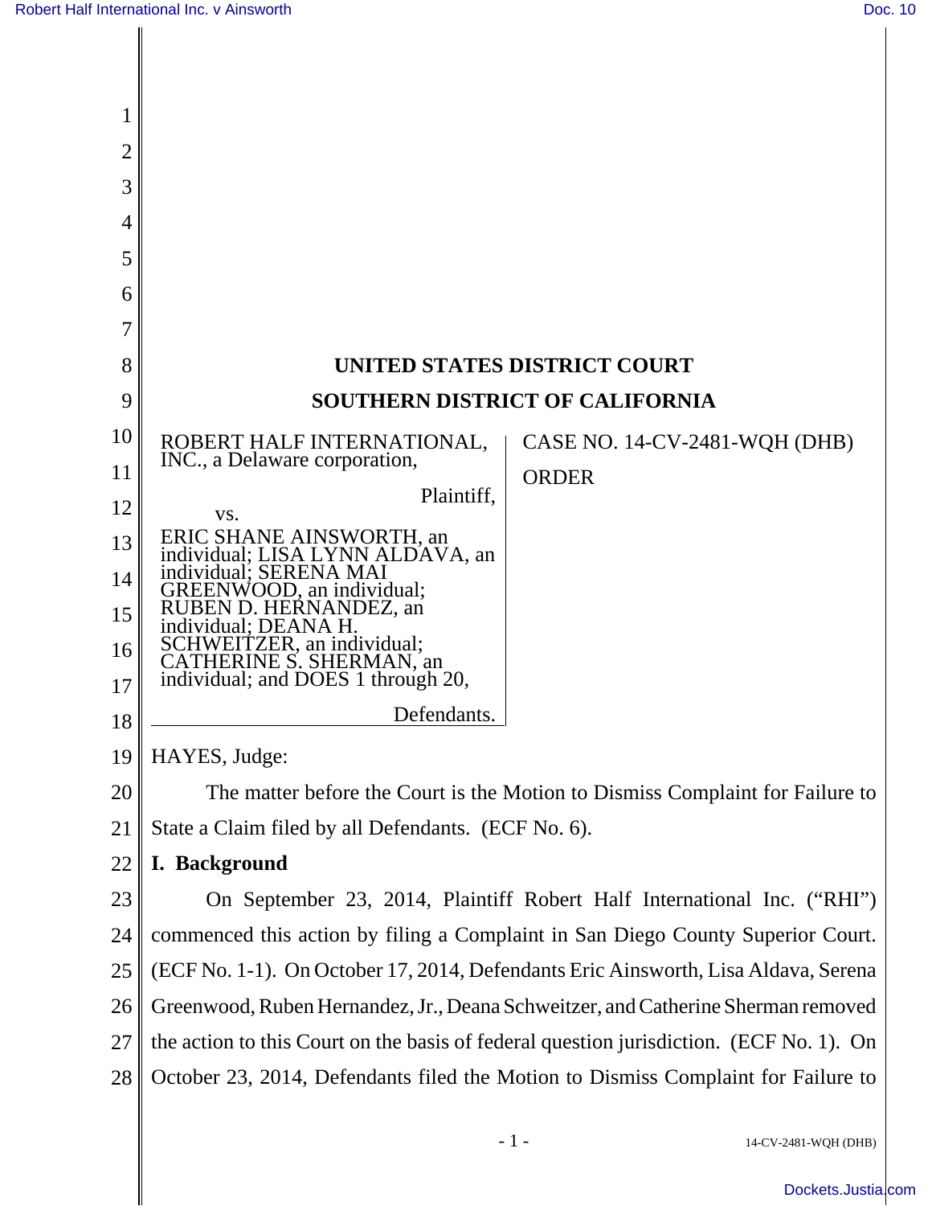# UNITED STATES DISTRICT COURT

# SOUTHERN DISTRICT OF CALIFORNIA

| | |
|---|---|
| ROBERT HALF INTERNATIONAL, INC., a Delaware corporation,<br><br>Plaintiff,<br><br>vs.<br><br>ERIC SHANE AINSWORTH, an individual; LISA LYNN ALDAVA, an individual; SERENA MAI GREENWOOD, an individual; RUBEN D. HERNANDEZ, an individual; DEANA H. SCHWEITZER, an individual; CATHERINE S. SHERMAN, an individual; and DOES 1 through 20,<br><br>Defendants. | CASE NO. 14-CV-2481-WQH (DHB)<br><br>ORDER |

HAYES, Judge:

The matter before the Court is the Motion to Dismiss Complaint for Failure to State a Claim filed by all Defendants. (ECF No. 6).

## I. Background

On September 23, 2014, Plaintiff Robert Half International Inc. ("RHI") commenced this action by filing a Complaint in San Diego County Superior Court. (ECF No. 1-1). On October 17, 2014, Defendants Eric Ainsworth, Lisa Aldava, Serena Greenwood, Ruben Hernandez, Jr., Deana Schweitzer, and Catherine Sherman removed the action to this Court on the basis of federal question jurisdiction. (ECF No. 1). On October 23, 2014, Defendants filed the Motion to Dismiss Complaint for Failure to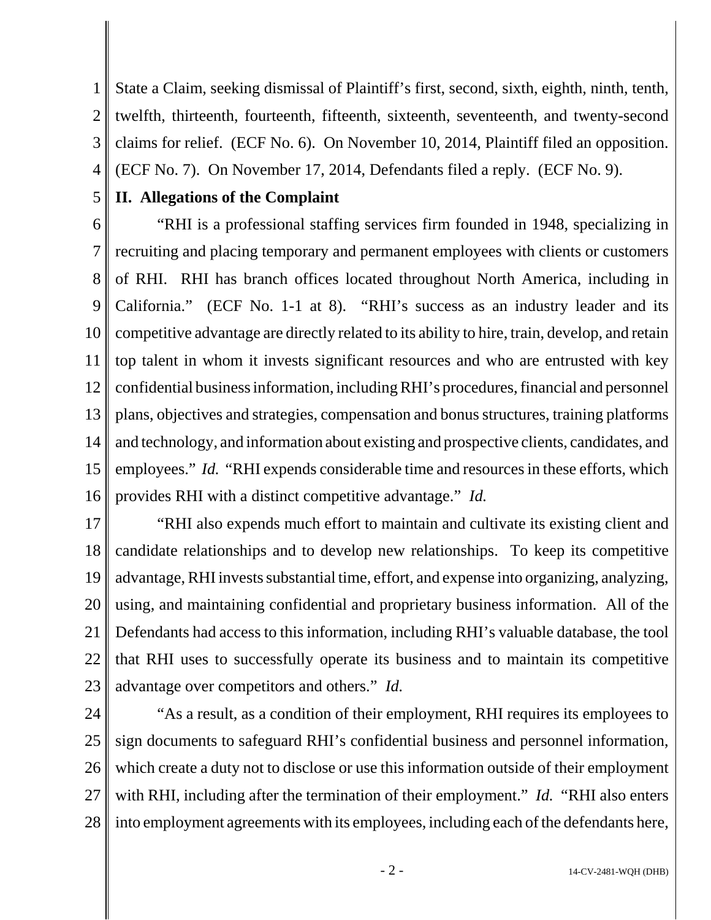State a Claim, seeking dismissal of Plaintiff's first, second, sixth, eighth, ninth, tenth, twelfth, thirteenth, fourteenth, fifteenth, sixteenth, seventeenth, and twenty-second claims for relief. (ECF No. 6). On November 10, 2014, Plaintiff filed an opposition. (ECF No. 7). On November 17, 2014, Defendants filed a reply. (ECF No. 9).

## II. Allegations of the Complaint

"RHI is a professional staffing services firm founded in 1948, specializing in recruiting and placing temporary and permanent employees with clients or customers of RHI. RHI has branch offices located throughout North America, including in California." (ECF No. 1-1 at 8). "RHI's success as an industry leader and its competitive advantage are directly related to its ability to hire, train, develop, and retain top talent in whom it invests significant resources and who are entrusted with key confidential business information, including RHI's procedures, financial and personnel plans, objectives and strategies, compensation and bonus structures, training platforms and technology, and information about existing and prospective clients, candidates, and employees." *Id.* "RHI expends considerable time and resources in these efforts, which provides RHI with a distinct competitive advantage." *Id.*

"RHI also expends much effort to maintain and cultivate its existing client and candidate relationships and to develop new relationships. To keep its competitive advantage, RHI invests substantial time, effort, and expense into organizing, analyzing, using, and maintaining confidential and proprietary business information. All of the Defendants had access to this information, including RHI's valuable database, the tool that RHI uses to successfully operate its business and to maintain its competitive advantage over competitors and others." *Id.*

"As a result, as a condition of their employment, RHI requires its employees to sign documents to safeguard RHI's confidential business and personnel information, which create a duty not to disclose or use this information outside of their employment with RHI, including after the termination of their employment." *Id.* "RHI also enters into employment agreements with its employees, including each of the defendants here,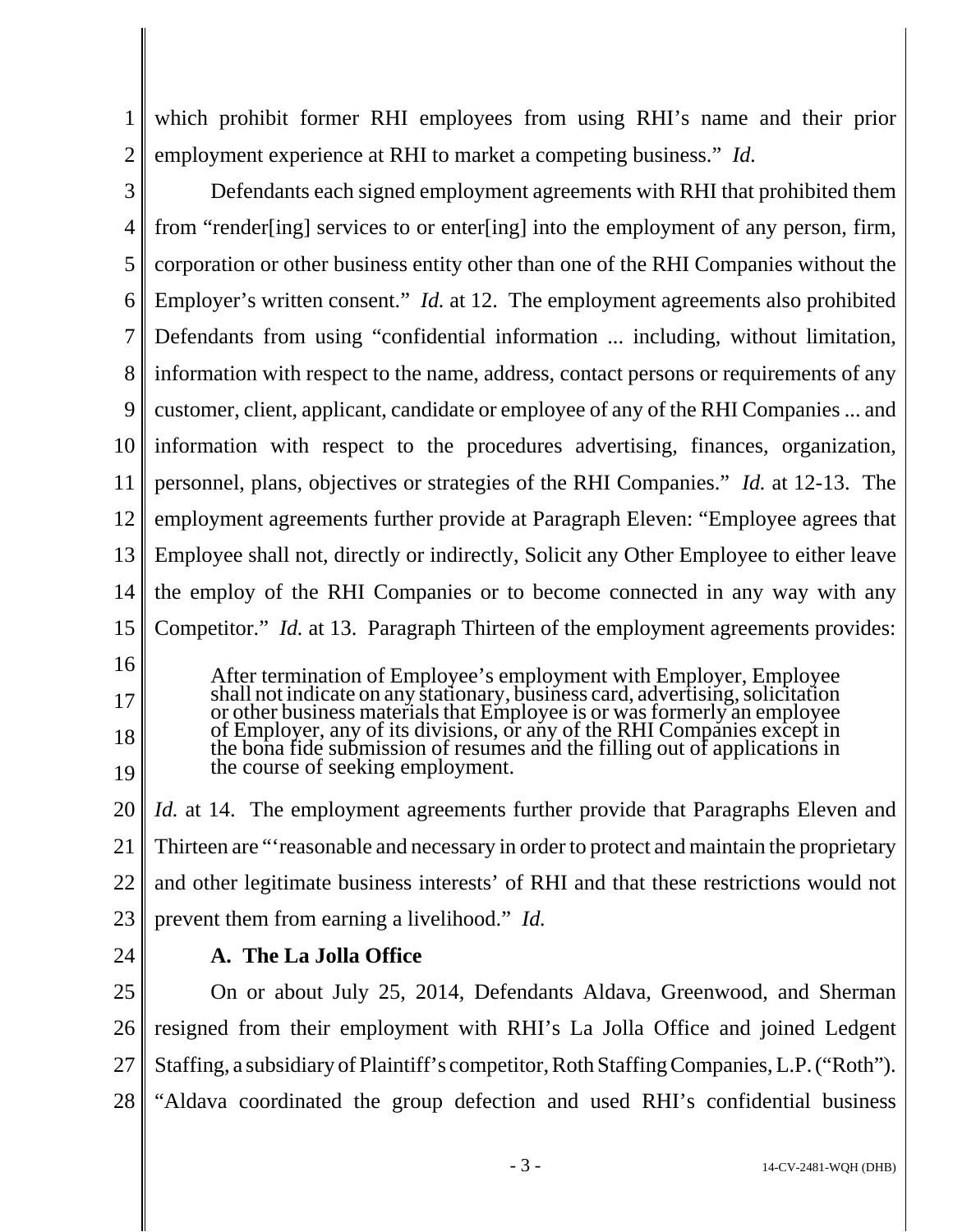which prohibit former RHI employees from using RHI's name and their prior employment experience at RHI to market a competing business." *Id.*

Defendants each signed employment agreements with RHI that prohibited them from "render[ing] services to or enter[ing] into the employment of any person, firm, corporation or other business entity other than one of the RHI Companies without the Employer's written consent." *Id.* at 12. The employment agreements also prohibited Defendants from using "confidential information ... including, without limitation, information with respect to the name, address, contact persons or requirements of any customer, client, applicant, candidate or employee of any of the RHI Companies ... and information with respect to the procedures advertising, finances, organization, personnel, plans, objectives or strategies of the RHI Companies." *Id.* at 12-13. The employment agreements further provide at Paragraph Eleven: "Employee agrees that Employee shall not, directly or indirectly, Solicit any Other Employee to either leave the employ of the RHI Companies or to become connected in any way with any Competitor." *Id.* at 13. Paragraph Thirteen of the employment agreements provides:

> After termination of Employee's employment with Employer, Employee shall not indicate on any stationary, business card, advertising, solicitation or other business materials that Employee is or was formerly an employee of Employer, any of its divisions, or any of the RHI Companies except in the bona fide submission of resumes and the filling out of applications in the course of seeking employment.

*Id.* at 14. The employment agreements further provide that Paragraphs Eleven and Thirteen are "'reasonable and necessary in order to protect and maintain the proprietary and other legitimate business interests' of RHI and that these restrictions would not prevent them from earning a livelihood." *Id.*

### A. The La Jolla Office

On or about July 25, 2014, Defendants Aldava, Greenwood, and Sherman resigned from their employment with RHI's La Jolla Office and joined Ledgent Staffing, a subsidiary of Plaintiff's competitor, Roth Staffing Companies, L.P. ("Roth"). "Aldava coordinated the group defection and used RHI's confidential business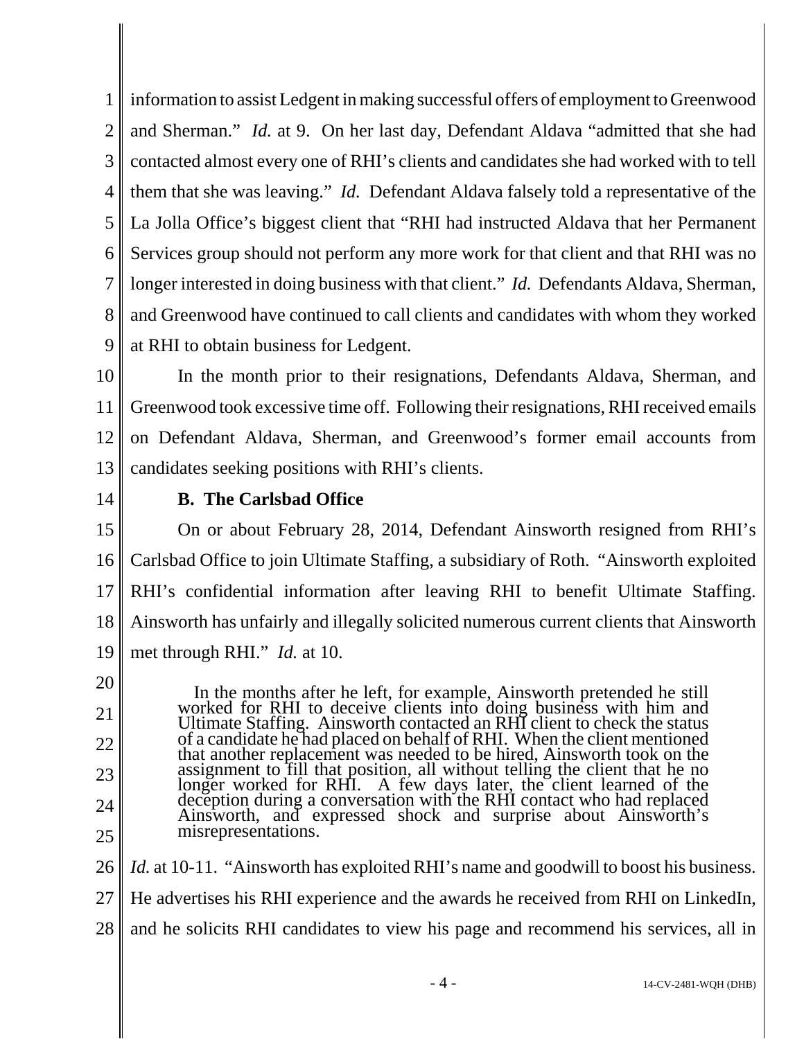information to assist Ledgent in making successful offers of employment to Greenwood and Sherman." *Id.* at 9. On her last day, Defendant Aldava "admitted that she had contacted almost every one of RHI's clients and candidates she had worked with to tell them that she was leaving." *Id.* Defendant Aldava falsely told a representative of the La Jolla Office's biggest client that "RHI had instructed Aldava that her Permanent Services group should not perform any more work for that client and that RHI was no longer interested in doing business with that client." *Id.* Defendants Aldava, Sherman, and Greenwood have continued to call clients and candidates with whom they worked at RHI to obtain business for Ledgent.

In the month prior to their resignations, Defendants Aldava, Sherman, and Greenwood took excessive time off. Following their resignations, RHI received emails on Defendant Aldava, Sherman, and Greenwood's former email accounts from candidates seeking positions with RHI's clients.

**B. The Carlsbad Office**

On or about February 28, 2014, Defendant Ainsworth resigned from RHI's Carlsbad Office to join Ultimate Staffing, a subsidiary of Roth. "Ainsworth exploited RHI's confidential information after leaving RHI to benefit Ultimate Staffing. Ainsworth has unfairly and illegally solicited numerous current clients that Ainsworth met through RHI." *Id.* at 10.

> In the months after he left, for example, Ainsworth pretended he still worked for RHI to deceive clients into doing business with him and Ultimate Staffing. Ainsworth contacted an RHI client to check the status of a candidate he had placed on behalf of RHI. When the client mentioned that another replacement was needed to be hired, Ainsworth took on the assignment to fill that position, all without telling the client that he no longer worked for RHI. A few days later, the client learned of the deception during a conversation with the RHI contact who had replaced Ainsworth, and expressed shock and surprise about Ainsworth's misrepresentations.

*Id.* at 10-11. "Ainsworth has exploited RHI's name and goodwill to boost his business. He advertises his RHI experience and the awards he received from RHI on LinkedIn, and he solicits RHI candidates to view his page and recommend his services, all in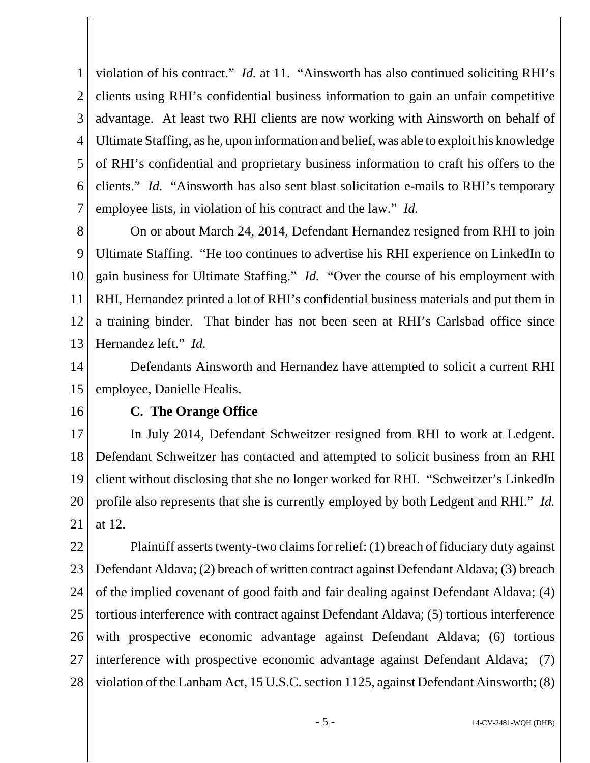violation of his contract." *Id.* at 11. "Ainsworth has also continued soliciting RHI's clients using RHI's confidential business information to gain an unfair competitive advantage. At least two RHI clients are now working with Ainsworth on behalf of Ultimate Staffing, as he, upon information and belief, was able to exploit his knowledge of RHI's confidential and proprietary business information to craft his offers to the clients." *Id.* "Ainsworth has also sent blast solicitation e-mails to RHI's temporary employee lists, in violation of his contract and the law." *Id.*

On or about March 24, 2014, Defendant Hernandez resigned from RHI to join Ultimate Staffing. "He too continues to advertise his RHI experience on LinkedIn to gain business for Ultimate Staffing." *Id.* "Over the course of his employment with RHI, Hernandez printed a lot of RHI's confidential business materials and put them in a training binder. That binder has not been seen at RHI's Carlsbad office since Hernandez left." *Id.*

Defendants Ainsworth and Hernandez have attempted to solicit a current RHI employee, Danielle Healis.

**C. The Orange Office**

In July 2014, Defendant Schweitzer resigned from RHI to work at Ledgent. Defendant Schweitzer has contacted and attempted to solicit business from an RHI client without disclosing that she no longer worked for RHI. "Schweitzer's LinkedIn profile also represents that she is currently employed by both Ledgent and RHI." *Id.* at 12.

Plaintiff asserts twenty-two claims for relief: (1) breach of fiduciary duty against Defendant Aldava; (2) breach of written contract against Defendant Aldava; (3) breach of the implied covenant of good faith and fair dealing against Defendant Aldava; (4) tortious interference with contract against Defendant Aldava; (5) tortious interference with prospective economic advantage against Defendant Aldava; (6) tortious interference with prospective economic advantage against Defendant Aldava; (7) violation of the Lanham Act, 15 U.S.C. section 1125, against Defendant Ainsworth; (8)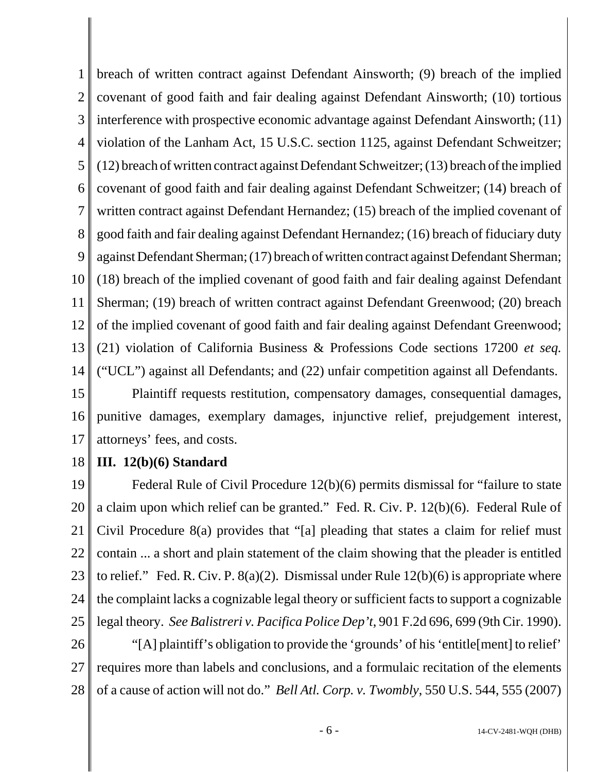breach of written contract against Defendant Ainsworth; (9) breach of the implied covenant of good faith and fair dealing against Defendant Ainsworth; (10) tortious interference with prospective economic advantage against Defendant Ainsworth; (11) violation of the Lanham Act, 15 U.S.C. section 1125, against Defendant Schweitzer; (12) breach of written contract against Defendant Schweitzer; (13) breach of the implied covenant of good faith and fair dealing against Defendant Schweitzer; (14) breach of written contract against Defendant Hernandez; (15) breach of the implied covenant of good faith and fair dealing against Defendant Hernandez; (16) breach of fiduciary duty against Defendant Sherman; (17) breach of written contract against Defendant Sherman; (18) breach of the implied covenant of good faith and fair dealing against Defendant Sherman; (19) breach of written contract against Defendant Greenwood; (20) breach of the implied covenant of good faith and fair dealing against Defendant Greenwood; (21) violation of California Business & Professions Code sections 17200 *et seq.* ("UCL") against all Defendants; and (22) unfair competition against all Defendants.

Plaintiff requests restitution, compensatory damages, consequential damages, punitive damages, exemplary damages, injunctive relief, prejudgement interest, attorneys' fees, and costs.

## III. 12(b)(6) Standard

Federal Rule of Civil Procedure 12(b)(6) permits dismissal for "failure to state a claim upon which relief can be granted." Fed. R. Civ. P. 12(b)(6). Federal Rule of Civil Procedure 8(a) provides that "[a] pleading that states a claim for relief must contain ... a short and plain statement of the claim showing that the pleader is entitled to relief." Fed. R. Civ. P. 8(a)(2). Dismissal under Rule 12(b)(6) is appropriate where the complaint lacks a cognizable legal theory or sufficient facts to support a cognizable legal theory. *See Balistreri v. Pacifica Police Dep't*, 901 F.2d 696, 699 (9th Cir. 1990).

"[A] plaintiff's obligation to provide the 'grounds' of his 'entitle[ment] to relief' requires more than labels and conclusions, and a formulaic recitation of the elements of a cause of action will not do." *Bell Atl. Corp. v. Twombly*, 550 U.S. 544, 555 (2007)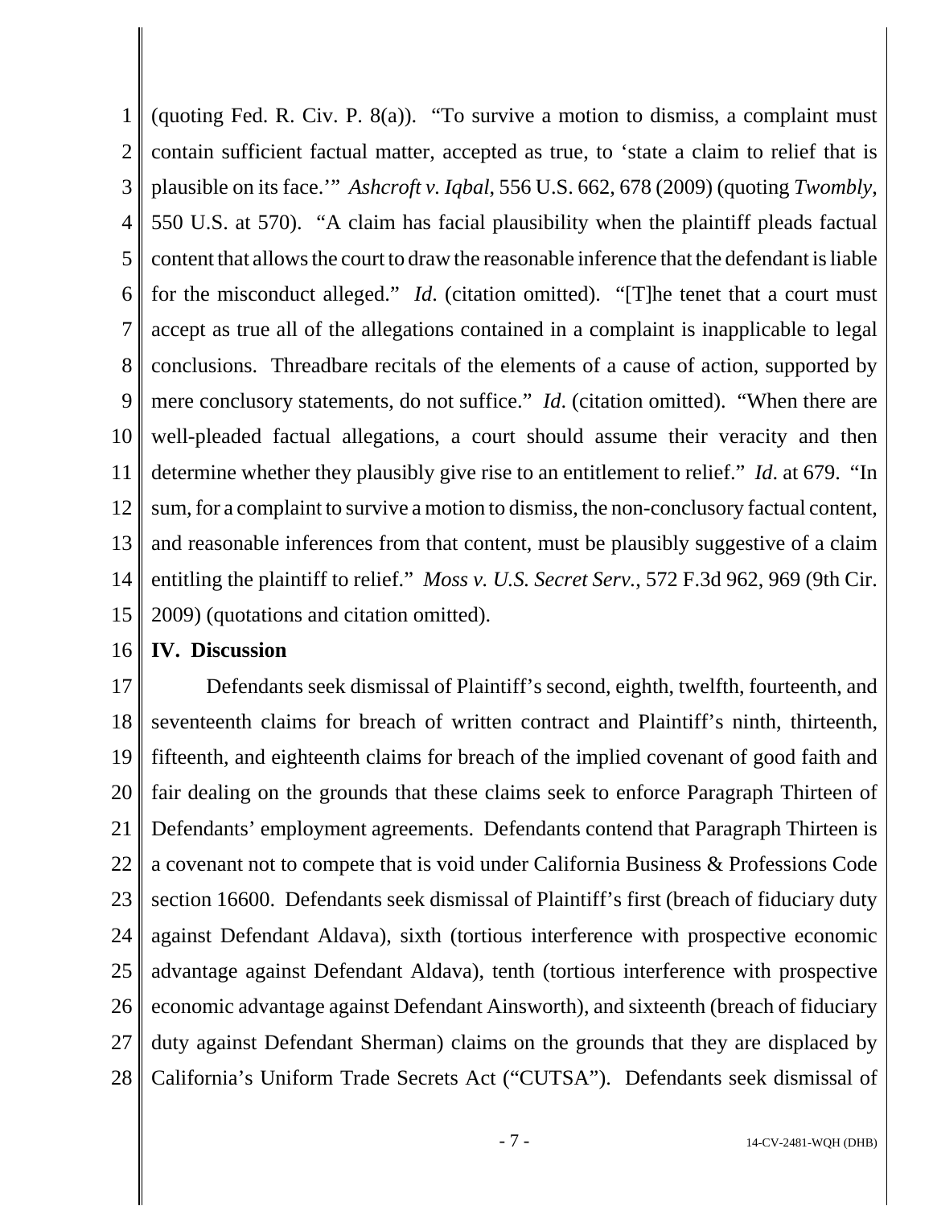(quoting Fed. R. Civ. P. 8(a)). "To survive a motion to dismiss, a complaint must contain sufficient factual matter, accepted as true, to 'state a claim to relief that is plausible on its face.'" *Ashcroft v. Iqbal*, 556 U.S. 662, 678 (2009) (quoting *Twombly*, 550 U.S. at 570). "A claim has facial plausibility when the plaintiff pleads factual content that allows the court to draw the reasonable inference that the defendant is liable for the misconduct alleged." *Id*. (citation omitted). "[T]he tenet that a court must accept as true all of the allegations contained in a complaint is inapplicable to legal conclusions. Threadbare recitals of the elements of a cause of action, supported by mere conclusory statements, do not suffice." *Id*. (citation omitted). "When there are well-pleaded factual allegations, a court should assume their veracity and then determine whether they plausibly give rise to an entitlement to relief." *Id*. at 679. "In sum, for a complaint to survive a motion to dismiss, the non-conclusory factual content, and reasonable inferences from that content, must be plausibly suggestive of a claim entitling the plaintiff to relief." *Moss v. U.S. Secret Serv.*, 572 F.3d 962, 969 (9th Cir. 2009) (quotations and citation omitted).

## IV. Discussion

Defendants seek dismissal of Plaintiff's second, eighth, twelfth, fourteenth, and seventeenth claims for breach of written contract and Plaintiff's ninth, thirteenth, fifteenth, and eighteenth claims for breach of the implied covenant of good faith and fair dealing on the grounds that these claims seek to enforce Paragraph Thirteen of Defendants' employment agreements. Defendants contend that Paragraph Thirteen is a covenant not to compete that is void under California Business & Professions Code section 16600. Defendants seek dismissal of Plaintiff's first (breach of fiduciary duty against Defendant Aldava), sixth (tortious interference with prospective economic advantage against Defendant Aldava), tenth (tortious interference with prospective economic advantage against Defendant Ainsworth), and sixteenth (breach of fiduciary duty against Defendant Sherman) claims on the grounds that they are displaced by California's Uniform Trade Secrets Act ("CUTSA"). Defendants seek dismissal of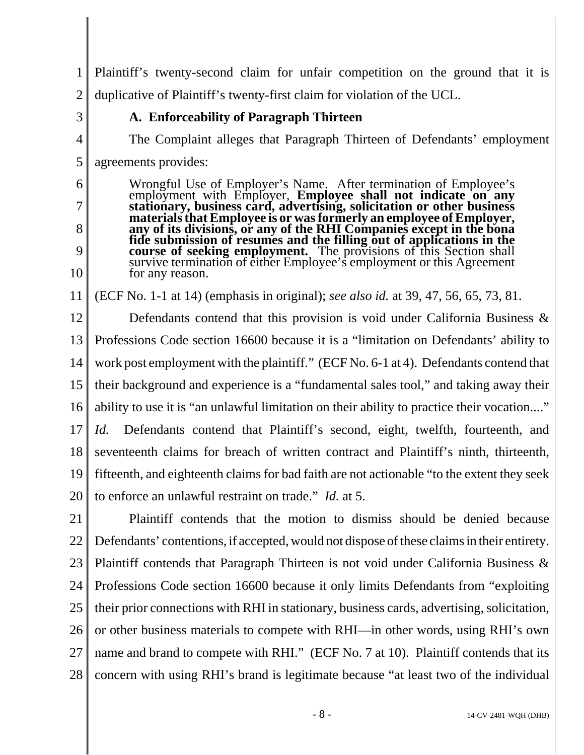Plaintiff's twenty-second claim for unfair competition on the ground that it is duplicative of Plaintiff's twenty-first claim for violation of the UCL.

### A. Enforceability of Paragraph Thirteen

The Complaint alleges that Paragraph Thirteen of Defendants' employment agreements provides:

> Wrongful Use of Employer's Name. After termination of Employee's employment with Employer, **Employee shall not indicate on any stationary, business card, advertising, solicitation or other business materials that Employee is or was formerly an employee of Employer, any of its divisions, or any of the RHI Companies except in the bona fide submission of resumes and the filling out of applications in the course of seeking employment.** The provisions of this Section shall survive termination of either Employee's employment or this Agreement for any reason.

(ECF No. 1-1 at 14) (emphasis in original); *see also id.* at 39, 47, 56, 65, 73, 81.

Defendants contend that this provision is void under California Business & Professions Code section 16600 because it is a "limitation on Defendants' ability to work post employment with the plaintiff." (ECF No. 6-1 at 4). Defendants contend that their background and experience is a "fundamental sales tool," and taking away their ability to use it is "an unlawful limitation on their ability to practice their vocation...." *Id.* Defendants contend that Plaintiff's second, eight, twelfth, fourteenth, and seventeenth claims for breach of written contract and Plaintiff's ninth, thirteenth, fifteenth, and eighteenth claims for bad faith are not actionable "to the extent they seek to enforce an unlawful restraint on trade." *Id.* at 5.

Plaintiff contends that the motion to dismiss should be denied because Defendants' contentions, if accepted, would not dispose of these claims in their entirety. Plaintiff contends that Paragraph Thirteen is not void under California Business & Professions Code section 16600 because it only limits Defendants from "exploiting their prior connections with RHI in stationary, business cards, advertising, solicitation, or other business materials to compete with RHI—in other words, using RHI's own name and brand to compete with RHI." (ECF No. 7 at 10). Plaintiff contends that its concern with using RHI's brand is legitimate because "at least two of the individual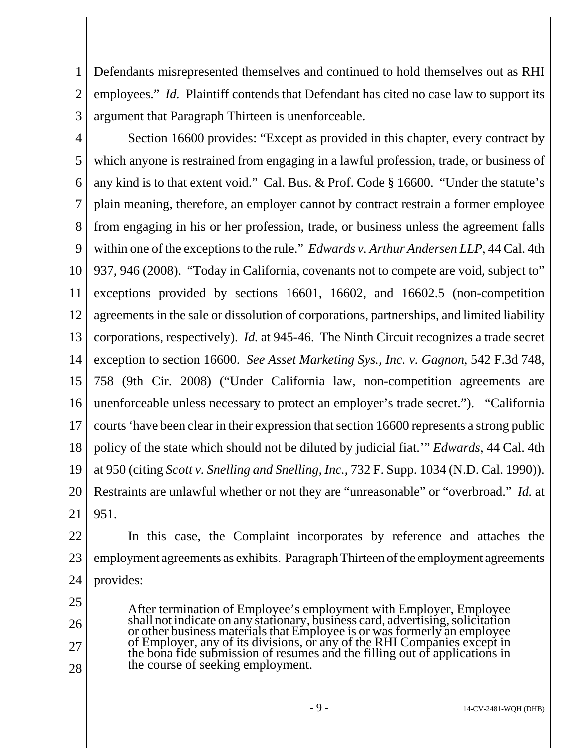Defendants misrepresented themselves and continued to hold themselves out as RHI employees." *Id.* Plaintiff contends that Defendant has cited no case law to support its argument that Paragraph Thirteen is unenforceable.

Section 16600 provides: "Except as provided in this chapter, every contract by which anyone is restrained from engaging in a lawful profession, trade, or business of any kind is to that extent void." Cal. Bus. & Prof. Code § 16600. "Under the statute's plain meaning, therefore, an employer cannot by contract restrain a former employee from engaging in his or her profession, trade, or business unless the agreement falls within one of the exceptions to the rule." *Edwards v. Arthur Andersen LLP*, 44 Cal. 4th 937, 946 (2008). "Today in California, covenants not to compete are void, subject to" exceptions provided by sections 16601, 16602, and 16602.5 (non-competition agreements in the sale or dissolution of corporations, partnerships, and limited liability corporations, respectively). *Id.* at 945-46. The Ninth Circuit recognizes a trade secret exception to section 16600. *See Asset Marketing Sys., Inc. v. Gagnon*, 542 F.3d 748, 758 (9th Cir. 2008) ("Under California law, non-competition agreements are unenforceable unless necessary to protect an employer's trade secret."). "California courts 'have been clear in their expression that section 16600 represents a strong public policy of the state which should not be diluted by judicial fiat.'" *Edwards*, 44 Cal. 4th at 950 (citing *Scott v. Snelling and Snelling, Inc.*, 732 F. Supp. 1034 (N.D. Cal. 1990)). Restraints are unlawful whether or not they are "unreasonable" or "overbroad." *Id.* at 951.

In this case, the Complaint incorporates by reference and attaches the employment agreements as exhibits. Paragraph Thirteen of the employment agreements provides:

> After termination of Employee's employment with Employer, Employee shall not indicate on any stationary, business card, advertising, solicitation or other business materials that Employee is or was formerly an employee of Employer, any of its divisions, or any of the RHI Companies except in the bona fide submission of resumes and the filling out of applications in the course of seeking employment.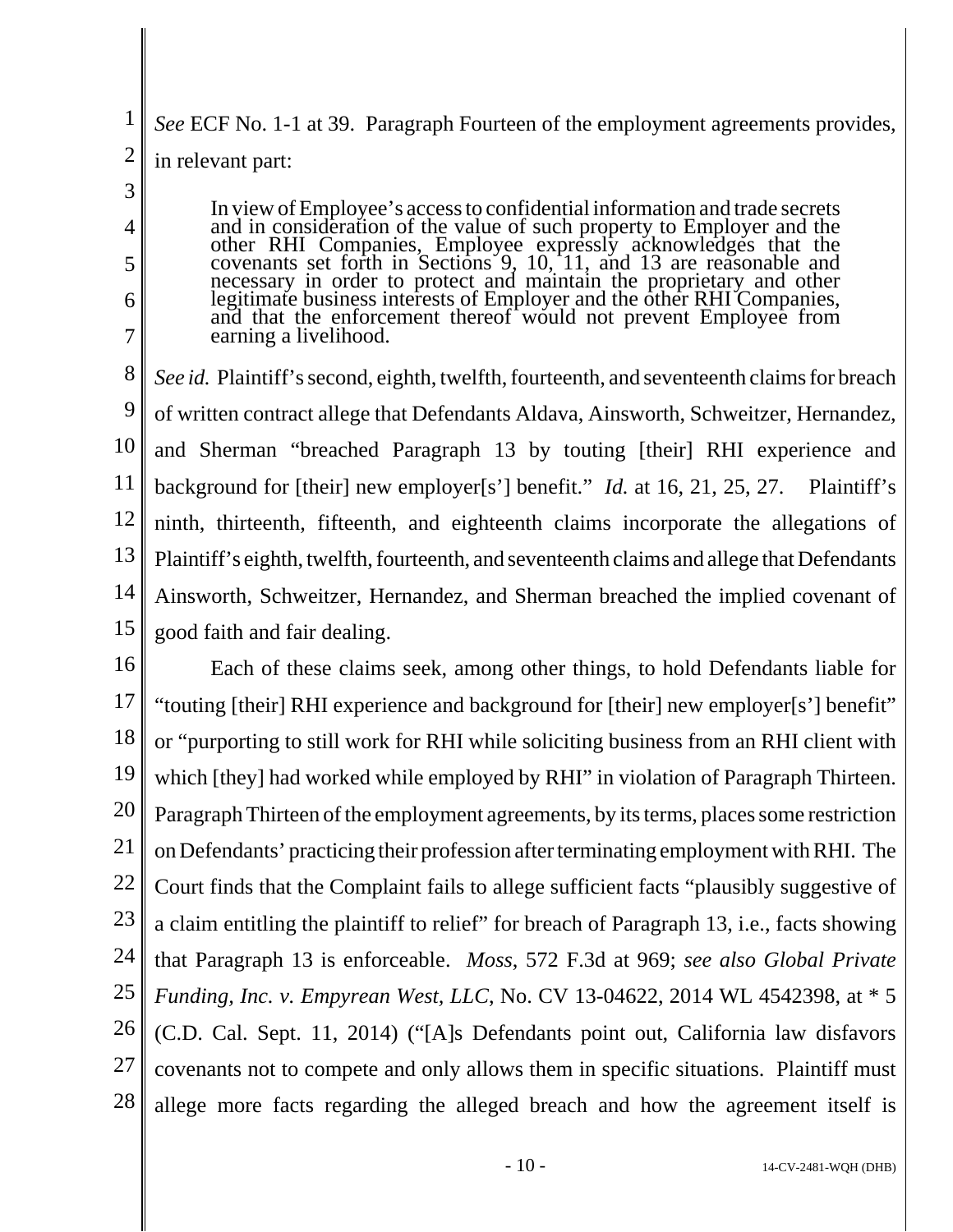*See* ECF No. 1-1 at 39. Paragraph Fourteen of the employment agreements provides, in relevant part:

> In view of Employee's access to confidential information and trade secrets and in consideration of the value of such property to Employer and the other RHI Companies, Employee expressly acknowledges that the covenants set forth in Sections 9, 10, 11, and 13 are reasonable and necessary in order to protect and maintain the proprietary and other legitimate business interests of Employer and the other RHI Companies, and that the enforcement thereof would not prevent Employee from earning a livelihood.

*See id.* Plaintiff's second, eighth, twelfth, fourteenth, and seventeenth claims for breach of written contract allege that Defendants Aldava, Ainsworth, Schweitzer, Hernandez, and Sherman "breached Paragraph 13 by touting [their] RHI experience and background for [their] new employer[s'] benefit." *Id.* at 16, 21, 25, 27. Plaintiff's ninth, thirteenth, fifteenth, and eighteenth claims incorporate the allegations of Plaintiff's eighth, twelfth, fourteenth, and seventeenth claims and allege that Defendants Ainsworth, Schweitzer, Hernandez, and Sherman breached the implied covenant of good faith and fair dealing.

Each of these claims seek, among other things, to hold Defendants liable for "touting [their] RHI experience and background for [their] new employer[s'] benefit" or "purporting to still work for RHI while soliciting business from an RHI client with which [they] had worked while employed by RHI" in violation of Paragraph Thirteen. Paragraph Thirteen of the employment agreements, by its terms, places some restriction on Defendants' practicing their profession after terminating employment with RHI. The Court finds that the Complaint fails to allege sufficient facts "plausibly suggestive of a claim entitling the plaintiff to relief" for breach of Paragraph 13, i.e., facts showing that Paragraph 13 is enforceable. *Moss*, 572 F.3d at 969; *see also Global Private Funding, Inc. v. Empyrean West, LLC*, No. CV 13-04622, 2014 WL 4542398, at * 5 (C.D. Cal. Sept. 11, 2014) ("[A]s Defendants point out, California law disfavors covenants not to compete and only allows them in specific situations. Plaintiff must allege more facts regarding the alleged breach and how the agreement itself is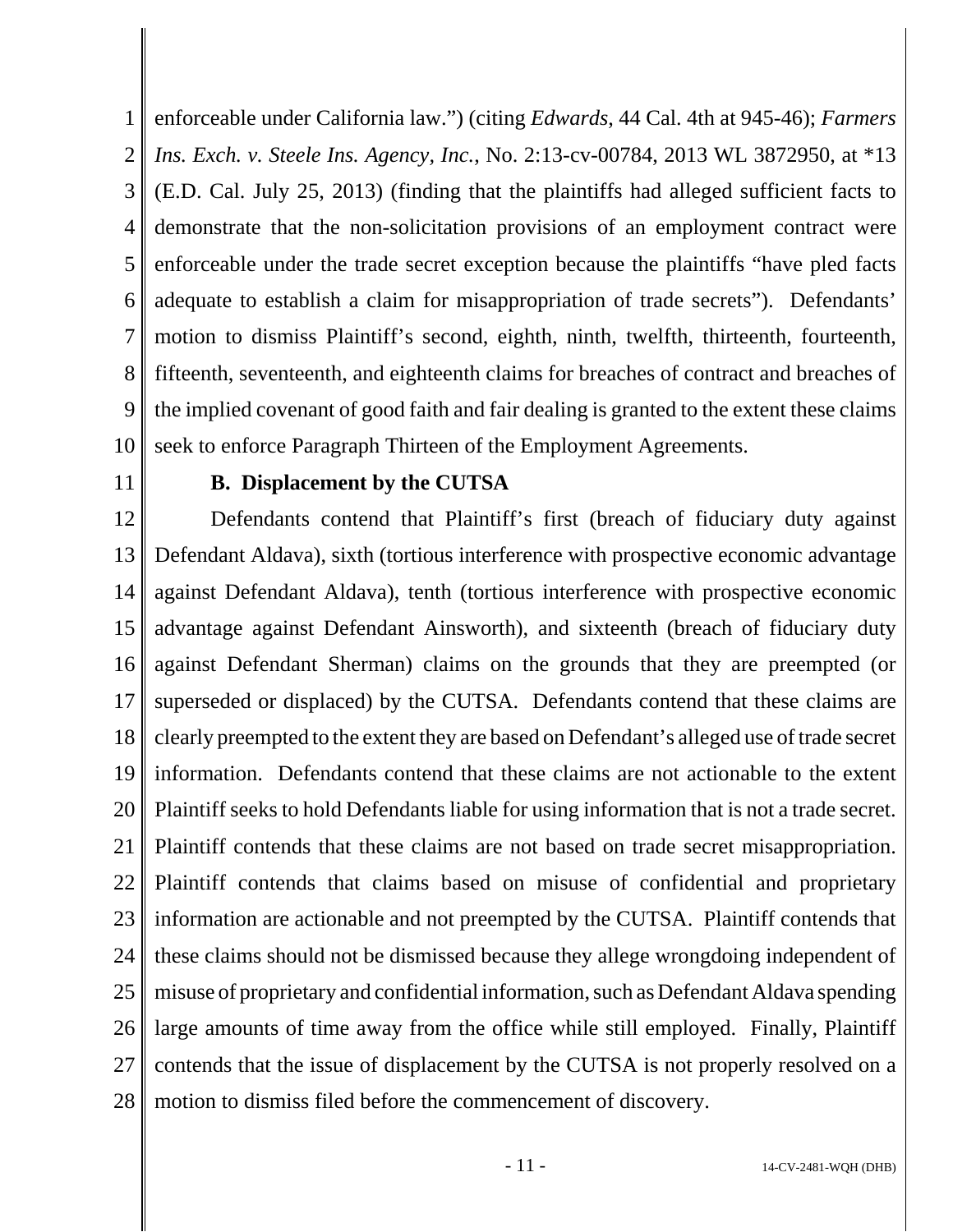enforceable under California law.") (citing *Edwards*, 44 Cal. 4th at 945-46); *Farmers Ins. Exch. v. Steele Ins. Agency, Inc.*, No. 2:13-cv-00784, 2013 WL 3872950, at *13 (E.D. Cal. July 25, 2013) (finding that the plaintiffs had alleged sufficient facts to demonstrate that the non-solicitation provisions of an employment contract were enforceable under the trade secret exception because the plaintiffs "have pled facts adequate to establish a claim for misappropriation of trade secrets"). Defendants' motion to dismiss Plaintiff's second, eighth, ninth, twelfth, thirteenth, fourteenth, fifteenth, seventeenth, and eighteenth claims for breaches of contract and breaches of the implied covenant of good faith and fair dealing is granted to the extent these claims seek to enforce Paragraph Thirteen of the Employment Agreements.

**B. Displacement by the CUTSA**

Defendants contend that Plaintiff's first (breach of fiduciary duty against Defendant Aldava), sixth (tortious interference with prospective economic advantage against Defendant Aldava), tenth (tortious interference with prospective economic advantage against Defendant Ainsworth), and sixteenth (breach of fiduciary duty against Defendant Sherman) claims on the grounds that they are preempted (or superseded or displaced) by the CUTSA. Defendants contend that these claims are clearly preempted to the extent they are based on Defendant's alleged use of trade secret information. Defendants contend that these claims are not actionable to the extent Plaintiff seeks to hold Defendants liable for using information that is not a trade secret. Plaintiff contends that these claims are not based on trade secret misappropriation. Plaintiff contends that claims based on misuse of confidential and proprietary information are actionable and not preempted by the CUTSA. Plaintiff contends that these claims should not be dismissed because they allege wrongdoing independent of misuse of proprietary and confidential information, such as Defendant Aldava spending large amounts of time away from the office while still employed. Finally, Plaintiff contends that the issue of displacement by the CUTSA is not properly resolved on a motion to dismiss filed before the commencement of discovery.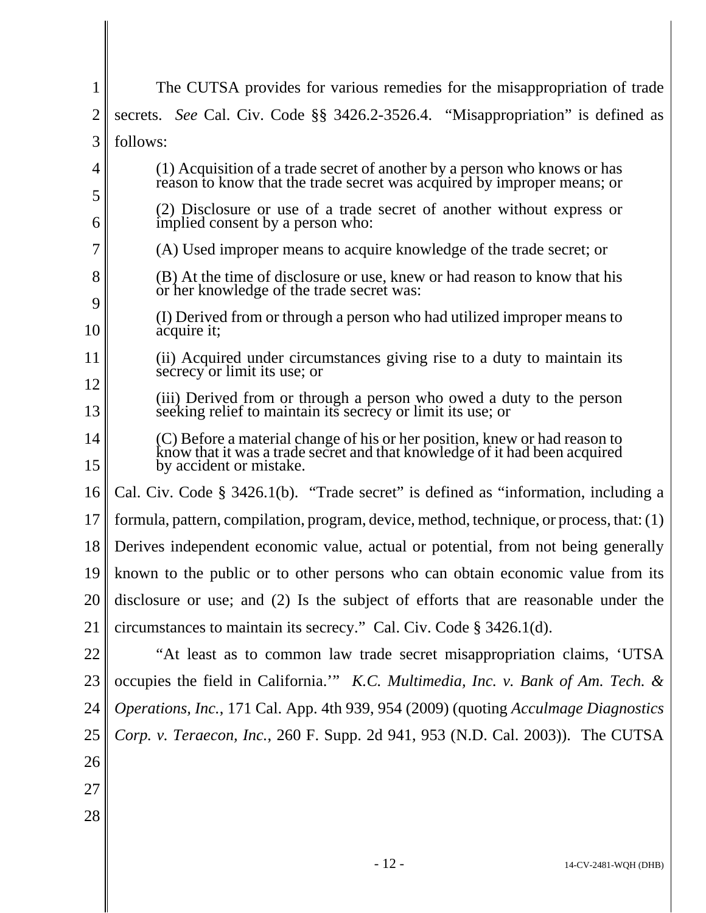The CUTSA provides for various remedies for the misappropriation of trade secrets. *See* Cal. Civ. Code §§ 3426.2-3526.4. "Misappropriation" is defined as follows:

> (1) Acquisition of a trade secret of another by a person who knows or has reason to know that the trade secret was acquired by improper means; or
>
> (2) Disclosure or use of a trade secret of another without express or implied consent by a person who:
>
> (A) Used improper means to acquire knowledge of the trade secret; or
>
> (B) At the time of disclosure or use, knew or had reason to know that his or her knowledge of the trade secret was:
>
> (I) Derived from or through a person who had utilized improper means to acquire it;
>
> (ii) Acquired under circumstances giving rise to a duty to maintain its secrecy or limit its use; or
>
> (iii) Derived from or through a person who owed a duty to the person seeking relief to maintain its secrecy or limit its use; or
>
> (C) Before a material change of his or her position, knew or had reason to know that it was a trade secret and that knowledge of it had been acquired by accident or mistake.

Cal. Civ. Code § 3426.1(b). "Trade secret" is defined as "information, including a formula, pattern, compilation, program, device, method, technique, or process, that: (1) Derives independent economic value, actual or potential, from not being generally known to the public or to other persons who can obtain economic value from its disclosure or use; and (2) Is the subject of efforts that are reasonable under the circumstances to maintain its secrecy." Cal. Civ. Code § 3426.1(d).

"At least as to common law trade secret misappropriation claims, 'UTSA occupies the field in California.'" *K.C. Multimedia, Inc. v. Bank of Am. Tech. & Operations, Inc.*, 171 Cal. App. 4th 939, 954 (2009) (quoting *AccuImage Diagnostics Corp. v. Teraecon, Inc.*, 260 F. Supp. 2d 941, 953 (N.D. Cal. 2003)). The CUTSA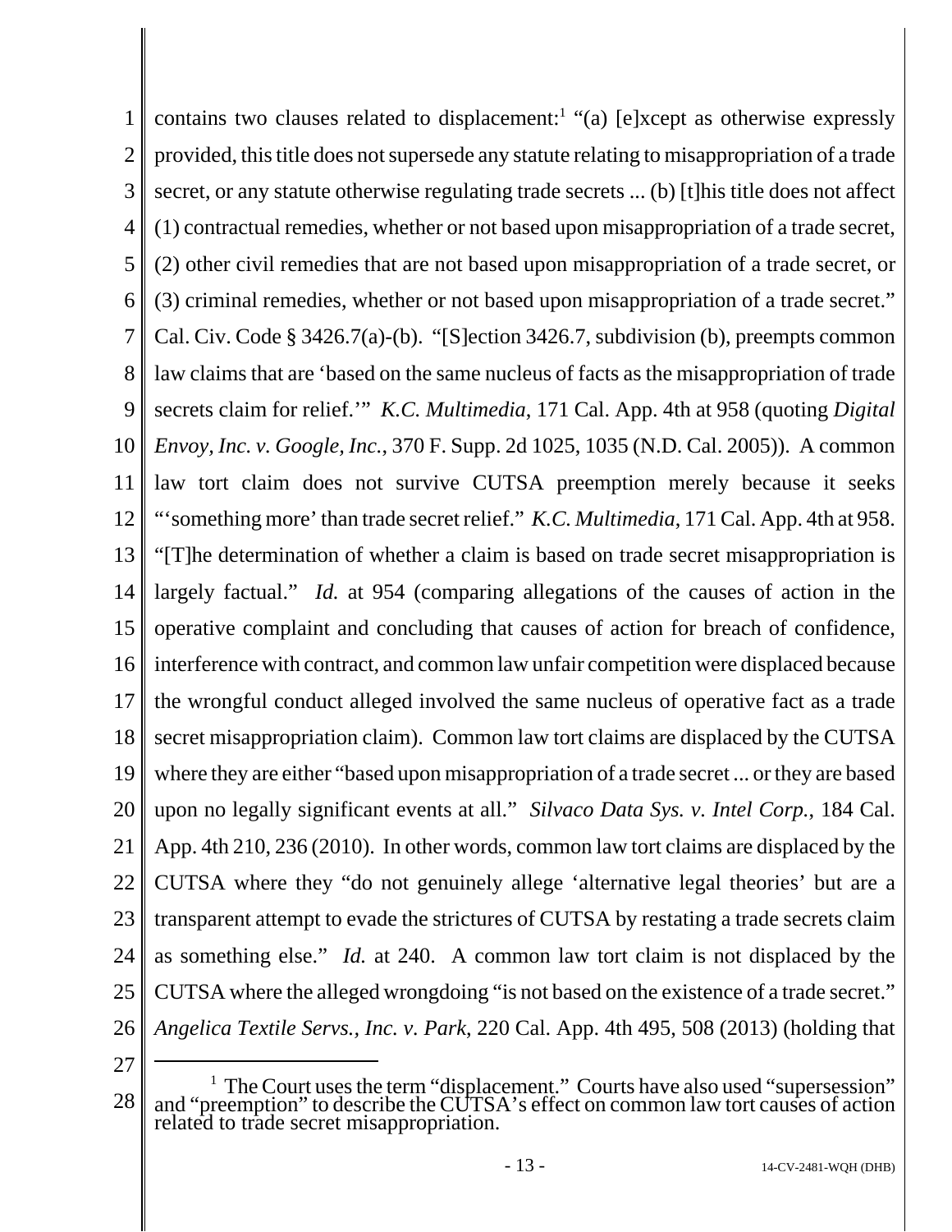contains two clauses related to displacement:[1] "(a) [e]xcept as otherwise expressly provided, this title does not supersede any statute relating to misappropriation of a trade secret, or any statute otherwise regulating trade secrets ... (b) [t]his title does not affect (1) contractual remedies, whether or not based upon misappropriation of a trade secret, (2) other civil remedies that are not based upon misappropriation of a trade secret, or (3) criminal remedies, whether or not based upon misappropriation of a trade secret." Cal. Civ. Code § 3426.7(a)-(b). "[S]ection 3426.7, subdivision (b), preempts common law claims that are 'based on the same nucleus of facts as the misappropriation of trade secrets claim for relief.'" *K.C. Multimedia*, 171 Cal. App. 4th at 958 (quoting *Digital Envoy, Inc. v. Google, Inc.*, 370 F. Supp. 2d 1025, 1035 (N.D. Cal. 2005)). A common law tort claim does not survive CUTSA preemption merely because it seeks "'something more' than trade secret relief." *K.C. Multimedia*, 171 Cal. App. 4th at 958. "[T]he determination of whether a claim is based on trade secret misappropriation is largely factual." *Id.* at 954 (comparing allegations of the causes of action in the operative complaint and concluding that causes of action for breach of confidence, interference with contract, and common law unfair competition were displaced because the wrongful conduct alleged involved the same nucleus of operative fact as a trade secret misappropriation claim). Common law tort claims are displaced by the CUTSA where they are either "based upon misappropriation of a trade secret ... or they are based upon no legally significant events at all." *Silvaco Data Sys. v. Intel Corp.*, 184 Cal. App. 4th 210, 236 (2010). In other words, common law tort claims are displaced by the CUTSA where they "do not genuinely allege 'alternative legal theories' but are a transparent attempt to evade the strictures of CUTSA by restating a trade secrets claim as something else." *Id.* at 240. A common law tort claim is not displaced by the CUTSA where the alleged wrongdoing "is not based on the existence of a trade secret." *Angelica Textile Servs., Inc. v. Park*, 220 Cal. App. 4th 495, 508 (2013) (holding that

---

[1] The Court uses the term "displacement." Courts have also used "supersession" and "preemption" to describe the CUTSA's effect on common law tort causes of action related to trade secret misappropriation.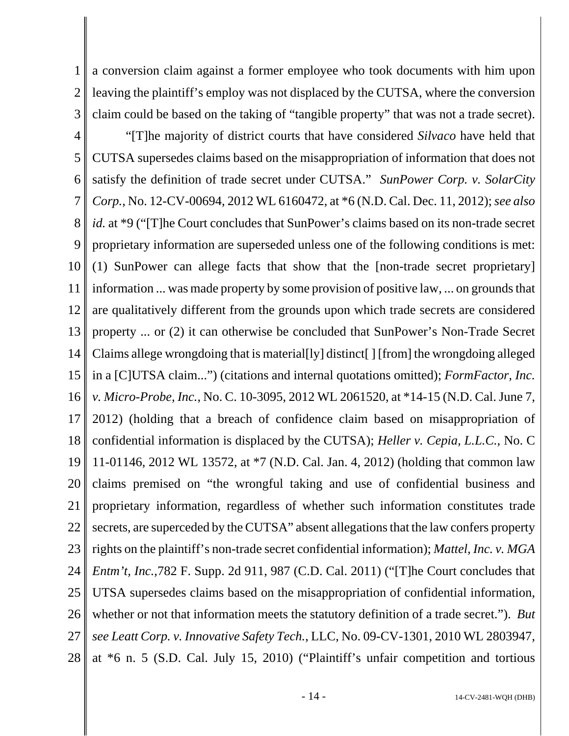a conversion claim against a former employee who took documents with him upon leaving the plaintiff's employ was not displaced by the CUTSA, where the conversion claim could be based on the taking of "tangible property" that was not a trade secret).

"[T]he majority of district courts that have considered *Silvaco* have held that CUTSA supersedes claims based on the misappropriation of information that does not satisfy the definition of trade secret under CUTSA." *SunPower Corp. v. SolarCity Corp.*, No. 12-CV-00694, 2012 WL 6160472, at *6 (N.D. Cal. Dec. 11, 2012); *see also id.* at *9 ("[T]he Court concludes that SunPower's claims based on its non-trade secret proprietary information are superseded unless one of the following conditions is met: (1) SunPower can allege facts that show that the [non-trade secret proprietary] information ... was made property by some provision of positive law, ... on grounds that are qualitatively different from the grounds upon which trade secrets are considered property ... or (2) it can otherwise be concluded that SunPower's Non-Trade Secret Claims allege wrongdoing that is material[ly] distinct[ ] [from] the wrongdoing alleged in a [C]UTSA claim...") (citations and internal quotations omitted); *FormFactor, Inc. v. Micro-Probe, Inc.*, No. C. 10-3095, 2012 WL 2061520, at *14-15 (N.D. Cal. June 7, 2012) (holding that a breach of confidence claim based on misappropriation of confidential information is displaced by the CUTSA); *Heller v. Cepia, L.L.C.*, No. C 11-01146, 2012 WL 13572, at *7 (N.D. Cal. Jan. 4, 2012) (holding that common law claims premised on "the wrongful taking and use of confidential business and proprietary information, regardless of whether such information constitutes trade secrets, are superceded by the CUTSA" absent allegations that the law confers property rights on the plaintiff's non-trade secret confidential information); *Mattel, Inc. v. MGA Entm't, Inc.*,782 F. Supp. 2d 911, 987 (C.D. Cal. 2011) ("[T]he Court concludes that UTSA supersedes claims based on the misappropriation of confidential information, whether or not that information meets the statutory definition of a trade secret."). *But see Leatt Corp. v. Innovative Safety Tech.*, LLC, No. 09-CV-1301, 2010 WL 2803947, at *6 n. 5 (S.D. Cal. July 15, 2010) ("Plaintiff's unfair competition and tortious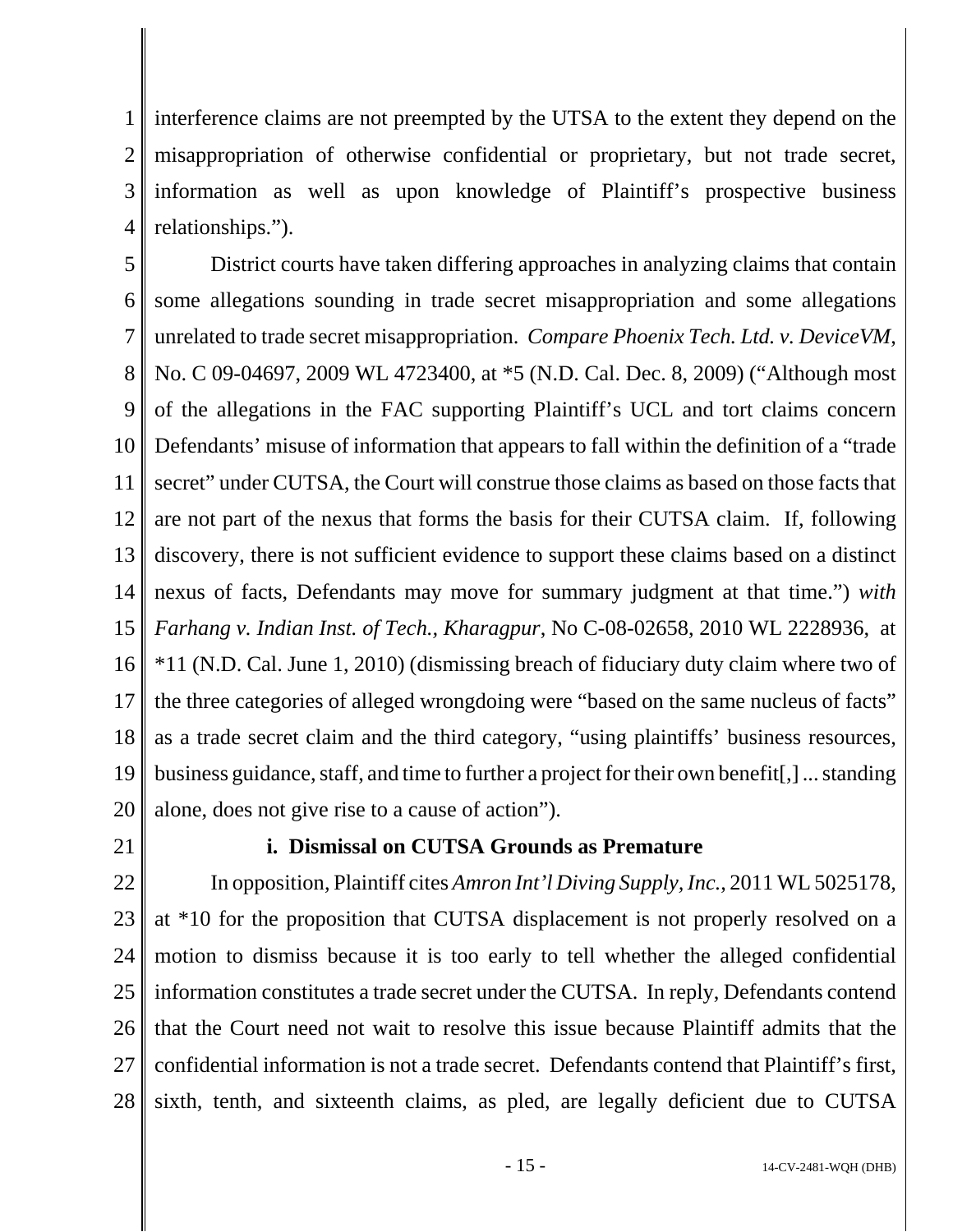interference claims are not preempted by the UTSA to the extent they depend on the misappropriation of otherwise confidential or proprietary, but not trade secret, information as well as upon knowledge of Plaintiff's prospective business relationships.").

District courts have taken differing approaches in analyzing claims that contain some allegations sounding in trade secret misappropriation and some allegations unrelated to trade secret misappropriation. *Compare Phoenix Tech. Ltd. v. DeviceVM*, No. C 09-04697, 2009 WL 4723400, at *5 (N.D. Cal. Dec. 8, 2009) ("Although most of the allegations in the FAC supporting Plaintiff's UCL and tort claims concern Defendants' misuse of information that appears to fall within the definition of a "trade secret" under CUTSA, the Court will construe those claims as based on those facts that are not part of the nexus that forms the basis for their CUTSA claim. If, following discovery, there is not sufficient evidence to support these claims based on a distinct nexus of facts, Defendants may move for summary judgment at that time.") *with Farhang v. Indian Inst. of Tech., Kharagpur*, No C-08-02658, 2010 WL 2228936, at *11 (N.D. Cal. June 1, 2010) (dismissing breach of fiduciary duty claim where two of the three categories of alleged wrongdoing were "based on the same nucleus of facts" as a trade secret claim and the third category, "using plaintiffs' business resources, business guidance, staff, and time to further a project for their own benefit[,] ... standing alone, does not give rise to a cause of action").

**i. Dismissal on CUTSA Grounds as Premature**

In opposition, Plaintiff cites *Amron Int'l Diving Supply, Inc.*, 2011 WL 5025178, at *10 for the proposition that CUTSA displacement is not properly resolved on a motion to dismiss because it is too early to tell whether the alleged confidential information constitutes a trade secret under the CUTSA. In reply, Defendants contend that the Court need not wait to resolve this issue because Plaintiff admits that the confidential information is not a trade secret. Defendants contend that Plaintiff's first, sixth, tenth, and sixteenth claims, as pled, are legally deficient due to CUTSA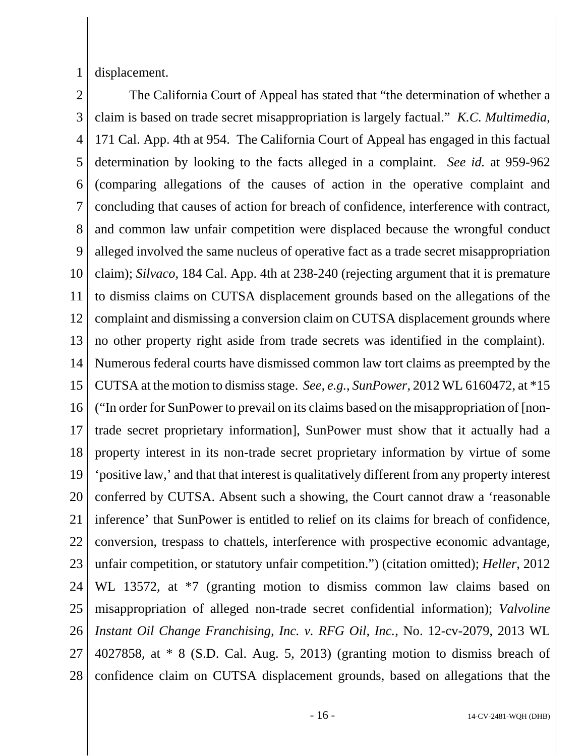displacement.

The California Court of Appeal has stated that "the determination of whether a claim is based on trade secret misappropriation is largely factual." *K.C. Multimedia*, 171 Cal. App. 4th at 954. The California Court of Appeal has engaged in this factual determination by looking to the facts alleged in a complaint. *See id.* at 959-962 (comparing allegations of the causes of action in the operative complaint and concluding that causes of action for breach of confidence, interference with contract, and common law unfair competition were displaced because the wrongful conduct alleged involved the same nucleus of operative fact as a trade secret misappropriation claim); *Silvaco*, 184 Cal. App. 4th at 238-240 (rejecting argument that it is premature to dismiss claims on CUTSA displacement grounds based on the allegations of the complaint and dismissing a conversion claim on CUTSA displacement grounds where no other property right aside from trade secrets was identified in the complaint). Numerous federal courts have dismissed common law tort claims as preempted by the CUTSA at the motion to dismiss stage. *See, e.g.*, *SunPower*, 2012 WL 6160472, at *15 ("In order for SunPower to prevail on its claims based on the misappropriation of [non-trade secret proprietary information], SunPower must show that it actually had a property interest in its non-trade secret proprietary information by virtue of some 'positive law,' and that that interest is qualitatively different from any property interest conferred by CUTSA. Absent such a showing, the Court cannot draw a 'reasonable inference' that SunPower is entitled to relief on its claims for breach of confidence, conversion, trespass to chattels, interference with prospective economic advantage, unfair competition, or statutory unfair competition.") (citation omitted); *Heller*, 2012 WL 13572, at *7 (granting motion to dismiss common law claims based on misappropriation of alleged non-trade secret confidential information); *Valvoline Instant Oil Change Franchising, Inc. v. RFG Oil, Inc.*, No. 12-cv-2079, 2013 WL 4027858, at * 8 (S.D. Cal. Aug. 5, 2013) (granting motion to dismiss breach of confidence claim on CUTSA displacement grounds, based on allegations that the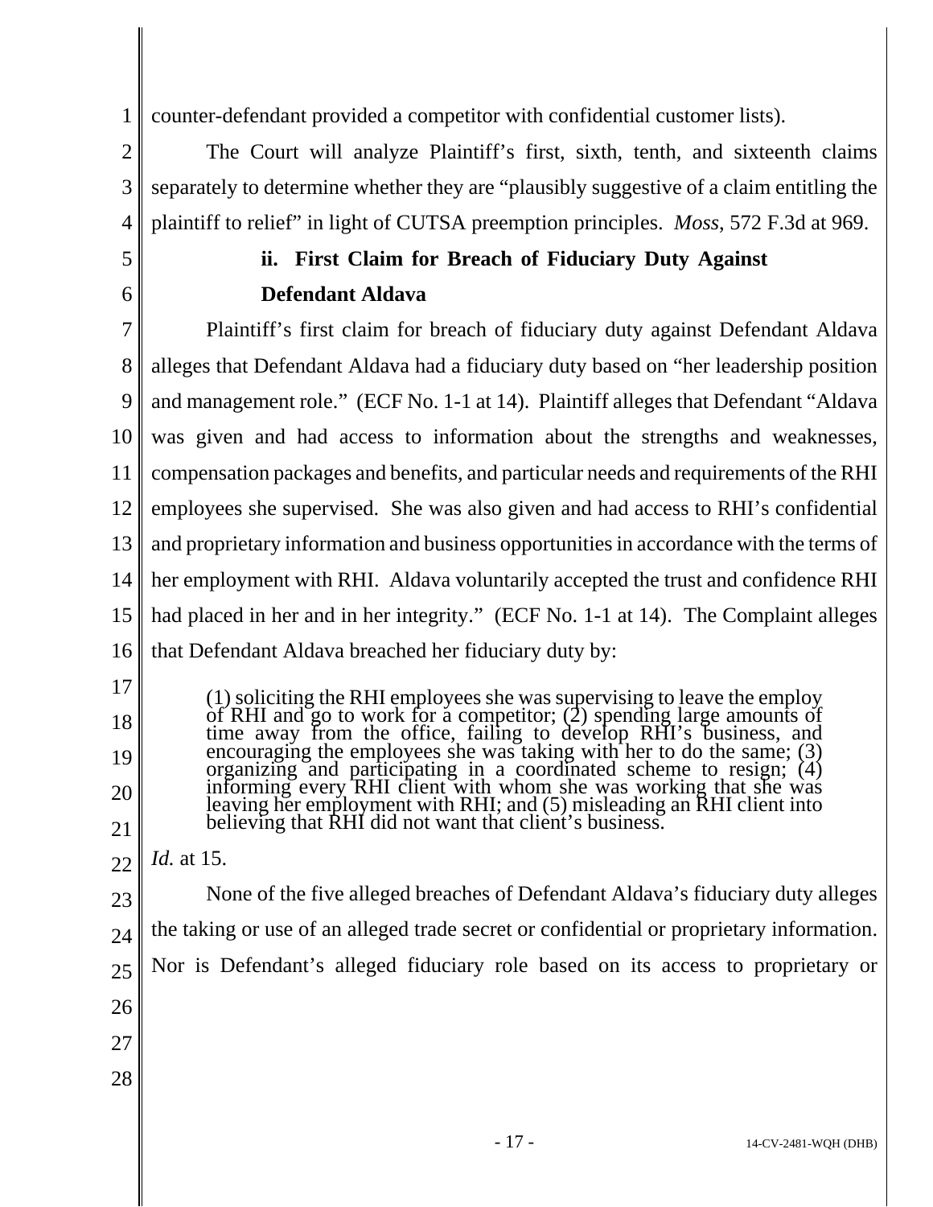counter-defendant provided a competitor with confidential customer lists).

The Court will analyze Plaintiff's first, sixth, tenth, and sixteenth claims separately to determine whether they are "plausibly suggestive of a claim entitling the plaintiff to relief" in light of CUTSA preemption principles. *Moss*, 572 F.3d at 969.

### ii. First Claim for Breach of Fiduciary Duty Against Defendant Aldava

Plaintiff's first claim for breach of fiduciary duty against Defendant Aldava alleges that Defendant Aldava had a fiduciary duty based on "her leadership position and management role." (ECF No. 1-1 at 14). Plaintiff alleges that Defendant "Aldava was given and had access to information about the strengths and weaknesses, compensation packages and benefits, and particular needs and requirements of the RHI employees she supervised. She was also given and had access to RHI's confidential and proprietary information and business opportunities in accordance with the terms of her employment with RHI. Aldava voluntarily accepted the trust and confidence RHI had placed in her and in her integrity." (ECF No. 1-1 at 14). The Complaint alleges that Defendant Aldava breached her fiduciary duty by:

> (1) soliciting the RHI employees she was supervising to leave the employ of RHI and go to work for a competitor; (2) spending large amounts of time away from the office, failing to develop RHI's business, and encouraging the employees she was taking with her to do the same; (3) organizing and participating in a coordinated scheme to resign; (4) informing every RHI client with whom she was working that she was leaving her employment with RHI; and (5) misleading an RHI client into believing that RHI did not want that client's business.

*Id.* at 15.

None of the five alleged breaches of Defendant Aldava's fiduciary duty alleges the taking or use of an alleged trade secret or confidential or proprietary information. Nor is Defendant's alleged fiduciary role based on its access to proprietary or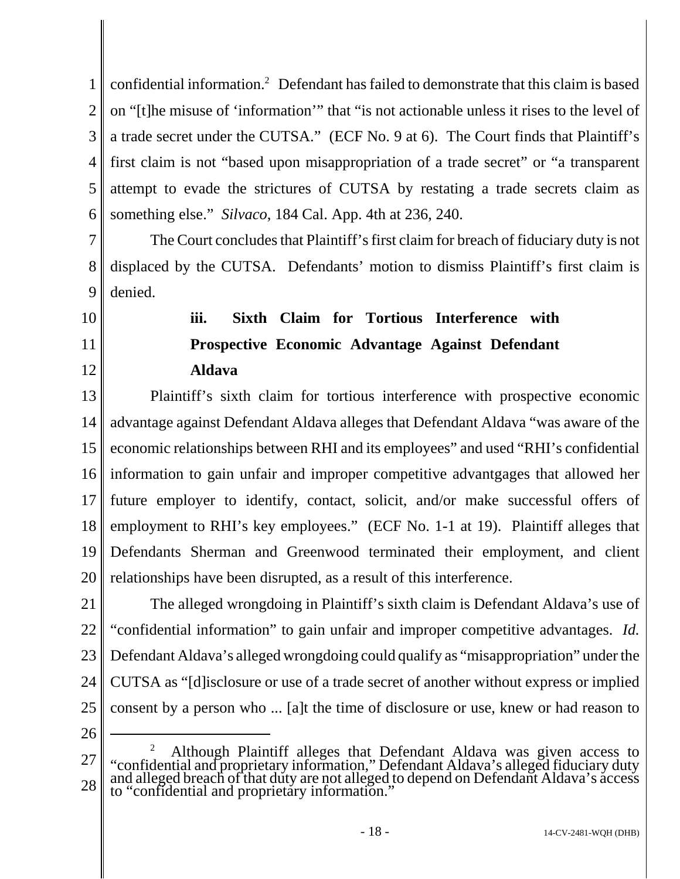confidential information.[2] Defendant has failed to demonstrate that this claim is based on "[t]he misuse of 'information'" that "is not actionable unless it rises to the level of a trade secret under the CUTSA." (ECF No. 9 at 6). The Court finds that Plaintiff's first claim is not "based upon misappropriation of a trade secret" or "a transparent attempt to evade the strictures of CUTSA by restating a trade secrets claim as something else." *Silvaco*, 184 Cal. App. 4th at 236, 240.

The Court concludes that Plaintiff's first claim for breach of fiduciary duty is not displaced by the CUTSA. Defendants' motion to dismiss Plaintiff's first claim is denied.

**iii. Sixth Claim for Tortious Interference with Prospective Economic Advantage Against Defendant Aldava**

Plaintiff's sixth claim for tortious interference with prospective economic advantage against Defendant Aldava alleges that Defendant Aldava "was aware of the economic relationships between RHI and its employees" and used "RHI's confidential information to gain unfair and improper competitive advantgages that allowed her future employer to identify, contact, solicit, and/or make successful offers of employment to RHI's key employees." (ECF No. 1-1 at 19). Plaintiff alleges that Defendants Sherman and Greenwood terminated their employment, and client relationships have been disrupted, as a result of this interference.

The alleged wrongdoing in Plaintiff's sixth claim is Defendant Aldava's use of "confidential information" to gain unfair and improper competitive advantages. *Id.* Defendant Aldava's alleged wrongdoing could qualify as "misappropriation" under the CUTSA as "[d]isclosure or use of a trade secret of another without express or implied consent by a person who ... [a]t the time of disclosure or use, knew or had reason to

---

[2] Although Plaintiff alleges that Defendant Aldava was given access to "confidential and proprietary information," Defendant Aldava's alleged fiduciary duty and alleged breach of that duty are not alleged to depend on Defendant Aldava's access to "confidential and proprietary information."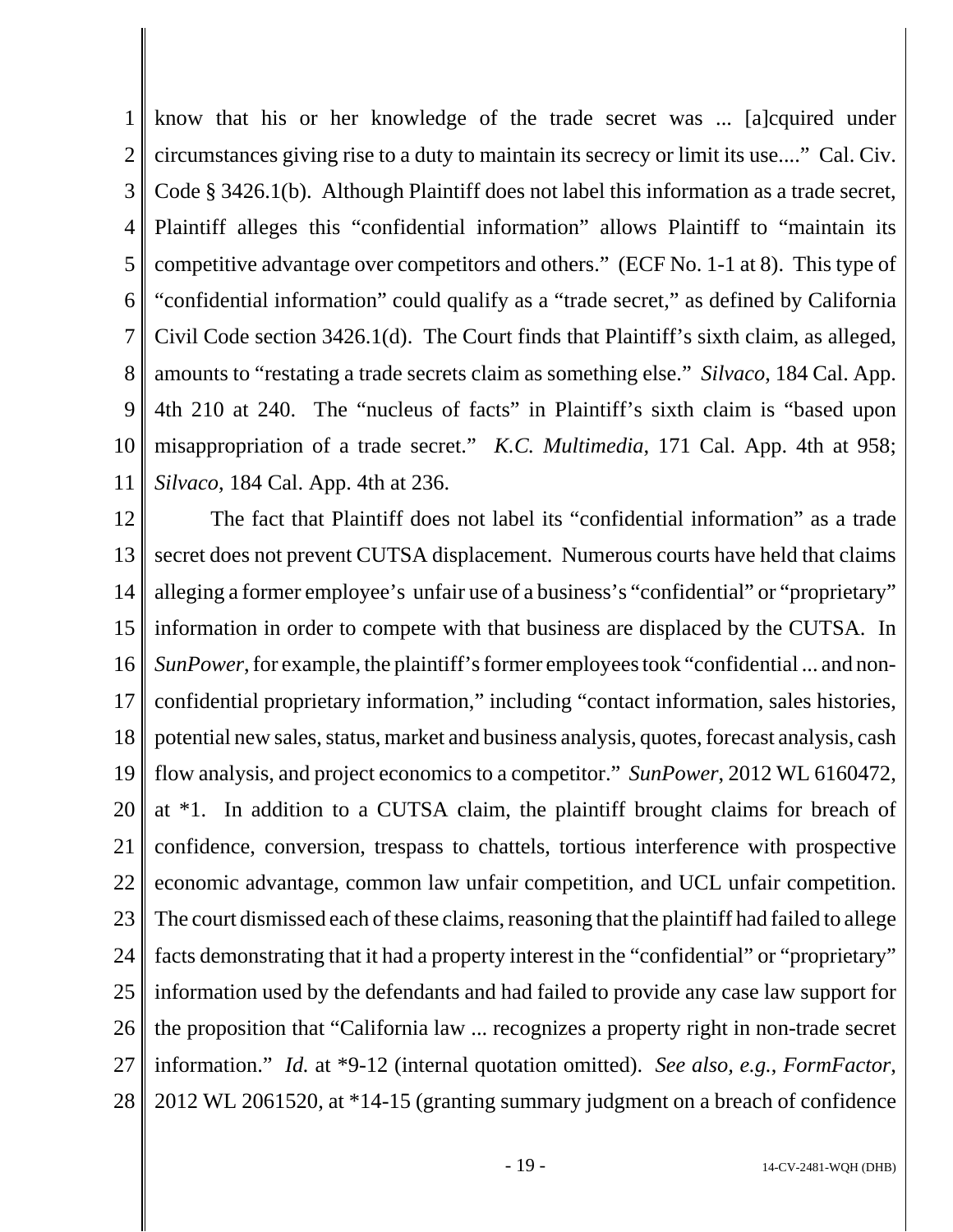know that his or her knowledge of the trade secret was ... [a]cquired under circumstances giving rise to a duty to maintain its secrecy or limit its use...." Cal. Civ. Code § 3426.1(b). Although Plaintiff does not label this information as a trade secret, Plaintiff alleges this "confidential information" allows Plaintiff to "maintain its competitive advantage over competitors and others." (ECF No. 1-1 at 8). This type of "confidential information" could qualify as a "trade secret," as defined by California Civil Code section 3426.1(d). The Court finds that Plaintiff's sixth claim, as alleged, amounts to "restating a trade secrets claim as something else." *Silvaco*, 184 Cal. App. 4th 210 at 240. The "nucleus of facts" in Plaintiff's sixth claim is "based upon misappropriation of a trade secret." *K.C. Multimedia*, 171 Cal. App. 4th at 958; *Silvaco*, 184 Cal. App. 4th at 236.

The fact that Plaintiff does not label its "confidential information" as a trade secret does not prevent CUTSA displacement. Numerous courts have held that claims alleging a former employee's unfair use of a business's "confidential" or "proprietary" information in order to compete with that business are displaced by the CUTSA. In *SunPower*, for example, the plaintiff's former employees took "confidential ... and non-confidential proprietary information," including "contact information, sales histories, potential new sales, status, market and business analysis, quotes, forecast analysis, cash flow analysis, and project economics to a competitor." *SunPower*, 2012 WL 6160472, at *1. In addition to a CUTSA claim, the plaintiff brought claims for breach of confidence, conversion, trespass to chattels, tortious interference with prospective economic advantage, common law unfair competition, and UCL unfair competition. The court dismissed each of these claims, reasoning that the plaintiff had failed to allege facts demonstrating that it had a property interest in the "confidential" or "proprietary" information used by the defendants and had failed to provide any case law support for the proposition that "California law ... recognizes a property right in non-trade secret information." *Id.* at *9-12 (internal quotation omitted). *See also, e.g.*, *FormFactor*, 2012 WL 2061520, at *14-15 (granting summary judgment on a breach of confidence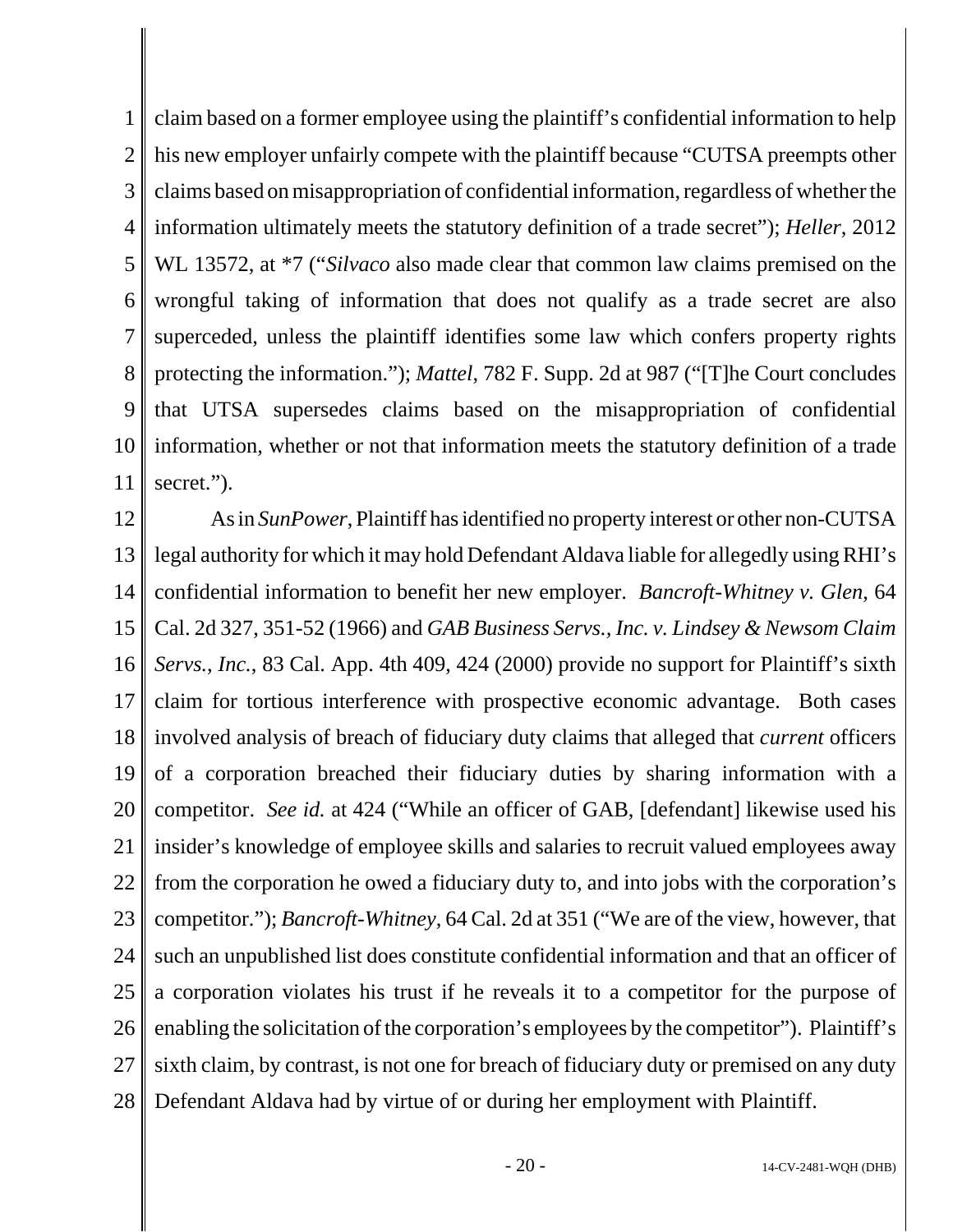claim based on a former employee using the plaintiff's confidential information to help his new employer unfairly compete with the plaintiff because "CUTSA preempts other claims based on misappropriation of confidential information, regardless of whether the information ultimately meets the statutory definition of a trade secret"); *Heller*, 2012 WL 13572, at *7 ("*Silvaco* also made clear that common law claims premised on the wrongful taking of information that does not qualify as a trade secret are also superceded, unless the plaintiff identifies some law which confers property rights protecting the information."); *Mattel*, 782 F. Supp. 2d at 987 ("[T]he Court concludes that UTSA supersedes claims based on the misappropriation of confidential information, whether or not that information meets the statutory definition of a trade secret.").

As in *SunPower*, Plaintiff has identified no property interest or other non-CUTSA legal authority for which it may hold Defendant Aldava liable for allegedly using RHI's confidential information to benefit her new employer. *Bancroft-Whitney v. Glen*, 64 Cal. 2d 327, 351-52 (1966) and *GAB Business Servs., Inc. v. Lindsey & Newsom Claim Servs., Inc.*, 83 Cal. App. 4th 409, 424 (2000) provide no support for Plaintiff's sixth claim for tortious interference with prospective economic advantage. Both cases involved analysis of breach of fiduciary duty claims that alleged that *current* officers of a corporation breached their fiduciary duties by sharing information with a competitor. *See id.* at 424 ("While an officer of GAB, [defendant] likewise used his insider's knowledge of employee skills and salaries to recruit valued employees away from the corporation he owed a fiduciary duty to, and into jobs with the corporation's competitor."); *Bancroft-Whitney*, 64 Cal. 2d at 351 ("We are of the view, however, that such an unpublished list does constitute confidential information and that an officer of a corporation violates his trust if he reveals it to a competitor for the purpose of enabling the solicitation of the corporation's employees by the competitor"). Plaintiff's sixth claim, by contrast, is not one for breach of fiduciary duty or premised on any duty Defendant Aldava had by virtue of or during her employment with Plaintiff.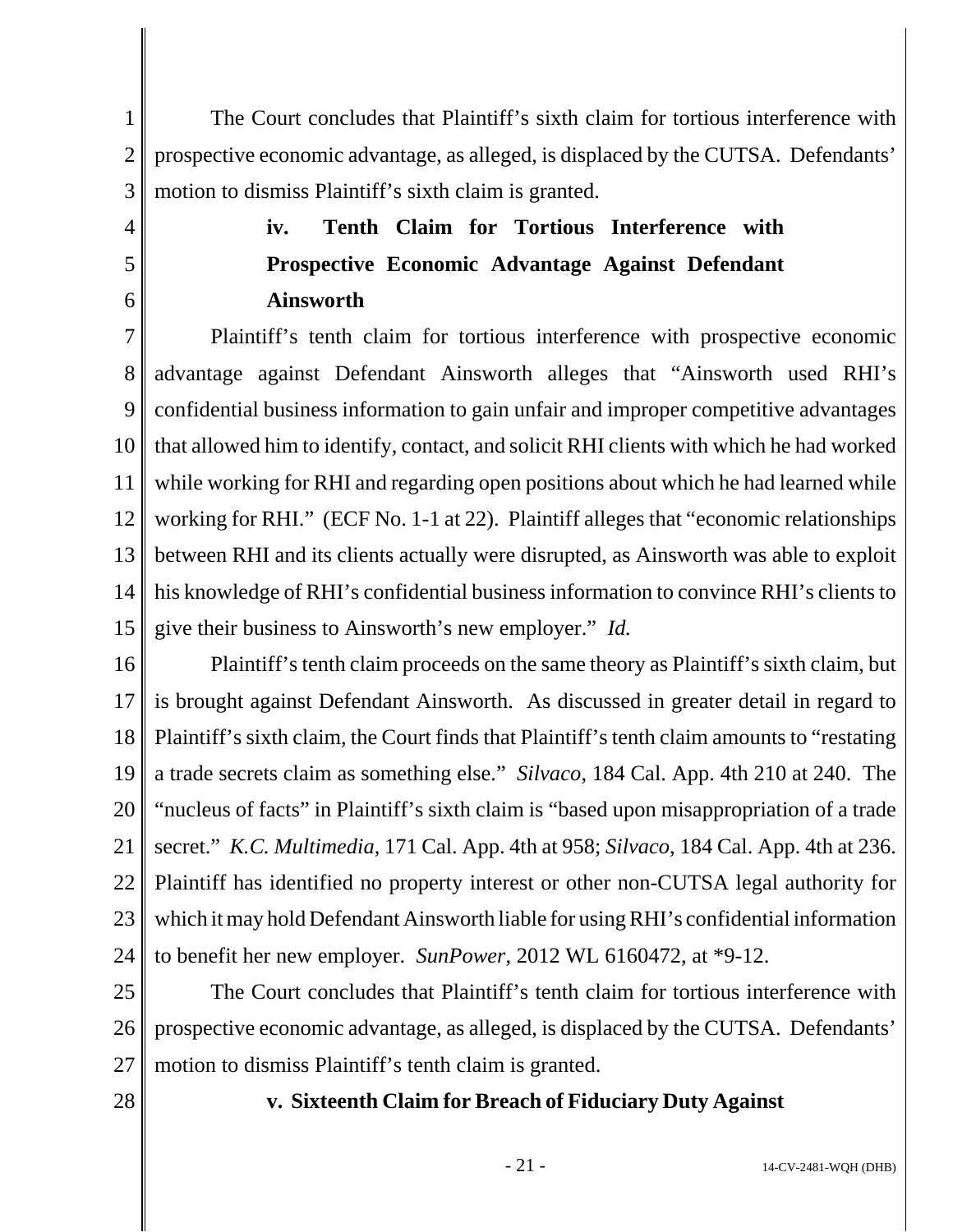The Court concludes that Plaintiff's sixth claim for tortious interference with prospective economic advantage, as alleged, is displaced by the CUTSA. Defendants' motion to dismiss Plaintiff's sixth claim is granted.

**iv. Tenth Claim for Tortious Interference with Prospective Economic Advantage Against Defendant Ainsworth**

Plaintiff's tenth claim for tortious interference with prospective economic advantage against Defendant Ainsworth alleges that "Ainsworth used RHI's confidential business information to gain unfair and improper competitive advantages that allowed him to identify, contact, and solicit RHI clients with which he had worked while working for RHI and regarding open positions about which he had learned while working for RHI." (ECF No. 1-1 at 22). Plaintiff alleges that "economic relationships between RHI and its clients actually were disrupted, as Ainsworth was able to exploit his knowledge of RHI's confidential business information to convince RHI's clients to give their business to Ainsworth's new employer." *Id.*

Plaintiff's tenth claim proceeds on the same theory as Plaintiff's sixth claim, but is brought against Defendant Ainsworth. As discussed in greater detail in regard to Plaintiff's sixth claim, the Court finds that Plaintiff's tenth claim amounts to "restating a trade secrets claim as something else." *Silvaco*, 184 Cal. App. 4th 210 at 240. The "nucleus of facts" in Plaintiff's sixth claim is "based upon misappropriation of a trade secret." *K.C. Multimedia*, 171 Cal. App. 4th at 958; *Silvaco*, 184 Cal. App. 4th at 236. Plaintiff has identified no property interest or other non-CUTSA legal authority for which it may hold Defendant Ainsworth liable for using RHI's confidential information to benefit her new employer. *SunPower*, 2012 WL 6160472, at *9-12.

The Court concludes that Plaintiff's tenth claim for tortious interference with prospective economic advantage, as alleged, is displaced by the CUTSA. Defendants' motion to dismiss Plaintiff's tenth claim is granted.

**v. Sixteenth Claim for Breach of Fiduciary Duty Against**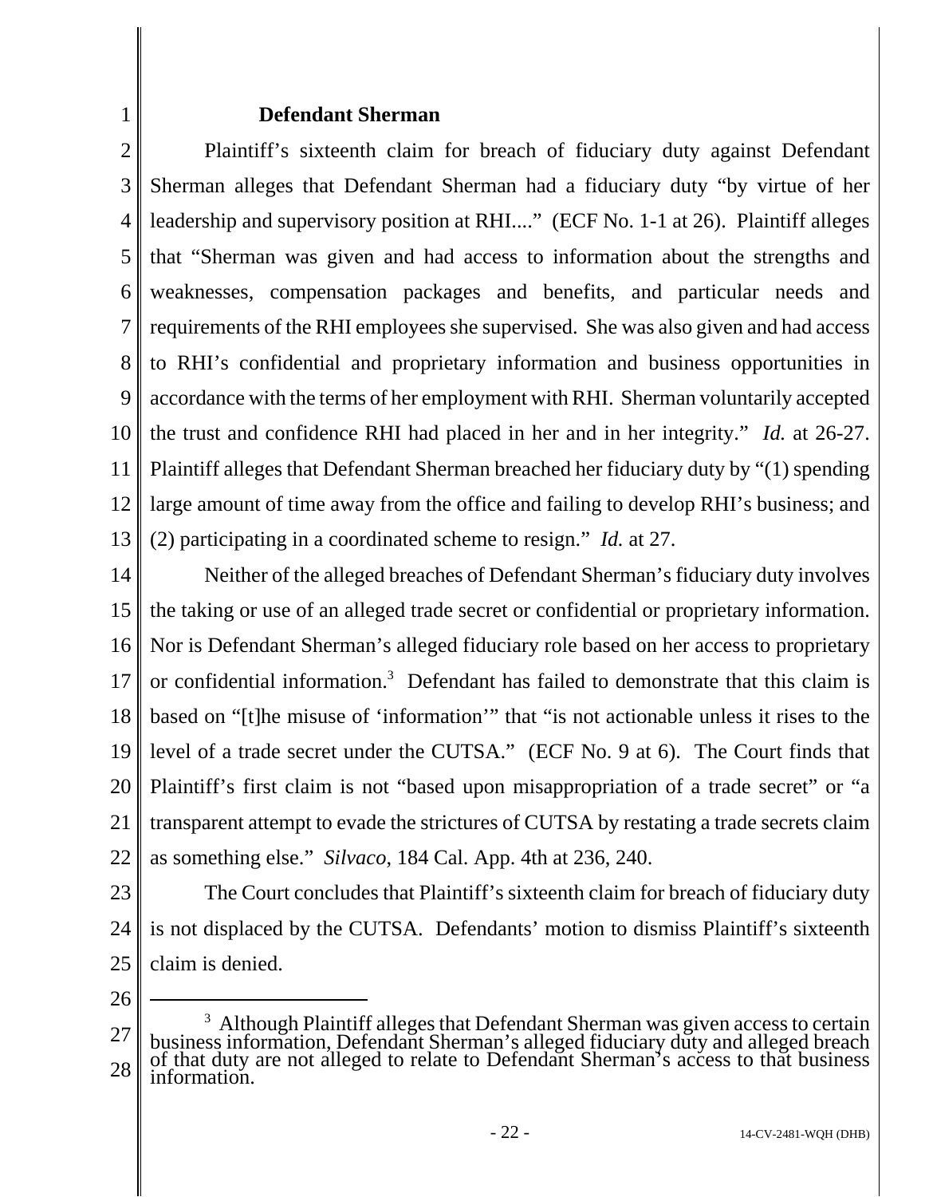**Defendant Sherman**

Plaintiff's sixteenth claim for breach of fiduciary duty against Defendant Sherman alleges that Defendant Sherman had a fiduciary duty "by virtue of her leadership and supervisory position at RHI...." (ECF No. 1-1 at 26). Plaintiff alleges that "Sherman was given and had access to information about the strengths and weaknesses, compensation packages and benefits, and particular needs and requirements of the RHI employees she supervised. She was also given and had access to RHI's confidential and proprietary information and business opportunities in accordance with the terms of her employment with RHI. Sherman voluntarily accepted the trust and confidence RHI had placed in her and in her integrity." *Id.* at 26-27. Plaintiff alleges that Defendant Sherman breached her fiduciary duty by "(1) spending large amount of time away from the office and failing to develop RHI's business; and (2) participating in a coordinated scheme to resign." *Id.* at 27.

Neither of the alleged breaches of Defendant Sherman's fiduciary duty involves the taking or use of an alleged trade secret or confidential or proprietary information. Nor is Defendant Sherman's alleged fiduciary role based on her access to proprietary or confidential information.[3] Defendant has failed to demonstrate that this claim is based on "[t]he misuse of 'information'" that "is not actionable unless it rises to the level of a trade secret under the CUTSA." (ECF No. 9 at 6). The Court finds that Plaintiff's first claim is not "based upon misappropriation of a trade secret" or "a transparent attempt to evade the strictures of CUTSA by restating a trade secrets claim as something else." *Silvaco*, 184 Cal. App. 4th at 236, 240.

The Court concludes that Plaintiff's sixteenth claim for breach of fiduciary duty is not displaced by the CUTSA. Defendants' motion to dismiss Plaintiff's sixteenth claim is denied.

---

[3] Although Plaintiff alleges that Defendant Sherman was given access to certain business information, Defendant Sherman's alleged fiduciary duty and alleged breach of that duty are not alleged to relate to Defendant Sherman's access to that business information.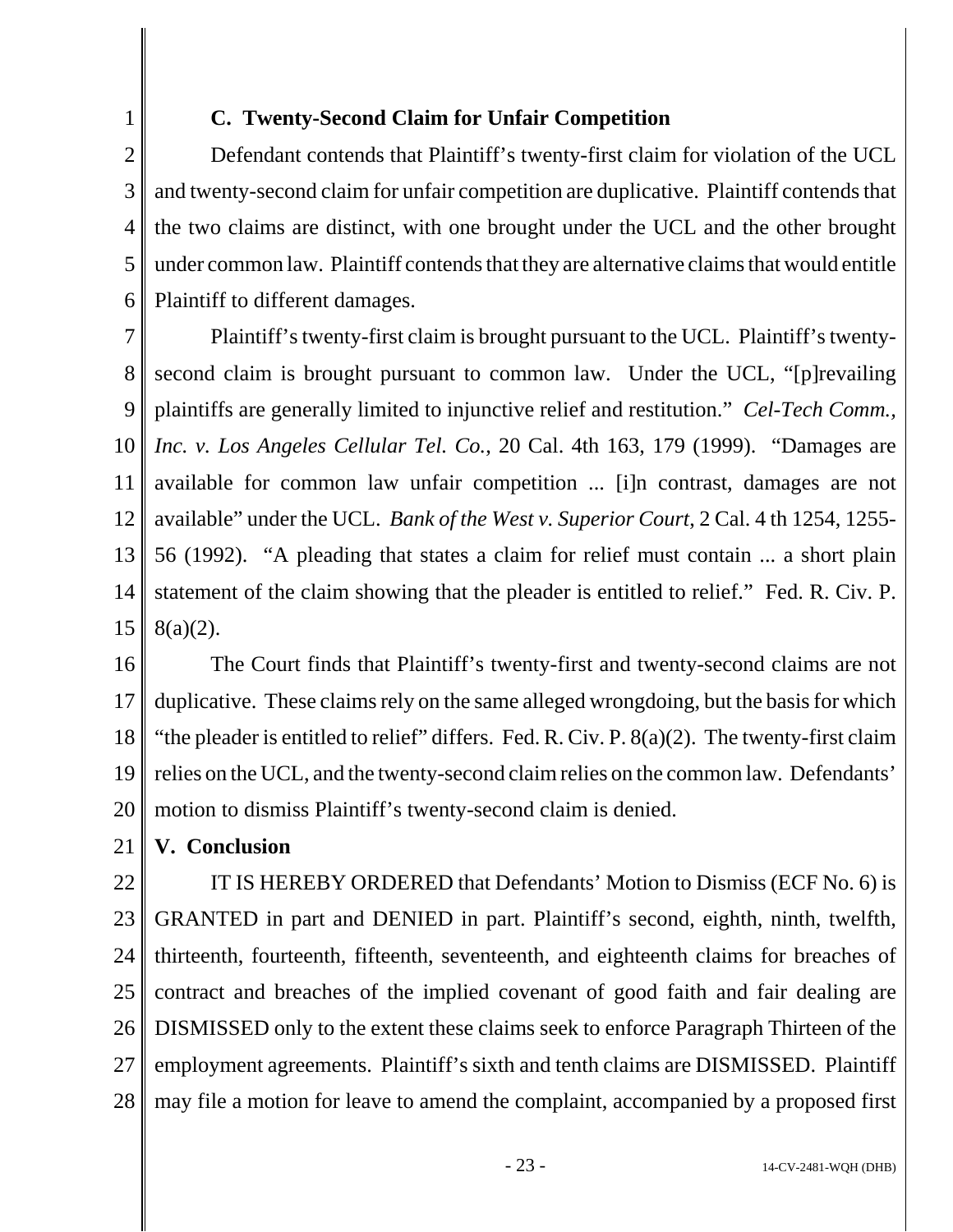### C. Twenty-Second Claim for Unfair Competition

Defendant contends that Plaintiff's twenty-first claim for violation of the UCL and twenty-second claim for unfair competition are duplicative. Plaintiff contends that the two claims are distinct, with one brought under the UCL and the other brought under common law. Plaintiff contends that they are alternative claims that would entitle Plaintiff to different damages.

Plaintiff's twenty-first claim is brought pursuant to the UCL. Plaintiff's twenty-second claim is brought pursuant to common law. Under the UCL, "[p]revailing plaintiffs are generally limited to injunctive relief and restitution." *Cel-Tech Comm., Inc. v. Los Angeles Cellular Tel. Co.*, 20 Cal. 4th 163, 179 (1999). "Damages are available for common law unfair competition ... [i]n contrast, damages are not available" under the UCL. *Bank of the West v. Superior Court*, 2 Cal. 4 th 1254, 1255-56 (1992). "A pleading that states a claim for relief must contain ... a short plain statement of the claim showing that the pleader is entitled to relief." Fed. R. Civ. P. 8(a)(2).

The Court finds that Plaintiff's twenty-first and twenty-second claims are not duplicative. These claims rely on the same alleged wrongdoing, but the basis for which "the pleader is entitled to relief" differs. Fed. R. Civ. P. 8(a)(2). The twenty-first claim relies on the UCL, and the twenty-second claim relies on the common law. Defendants' motion to dismiss Plaintiff's twenty-second claim is denied.

## V. Conclusion

IT IS HEREBY ORDERED that Defendants' Motion to Dismiss (ECF No. 6) is GRANTED in part and DENIED in part. Plaintiff's second, eighth, ninth, twelfth, thirteenth, fourteenth, fifteenth, seventeenth, and eighteenth claims for breaches of contract and breaches of the implied covenant of good faith and fair dealing are DISMISSED only to the extent these claims seek to enforce Paragraph Thirteen of the employment agreements. Plaintiff's sixth and tenth claims are DISMISSED. Plaintiff may file a motion for leave to amend the complaint, accompanied by a proposed first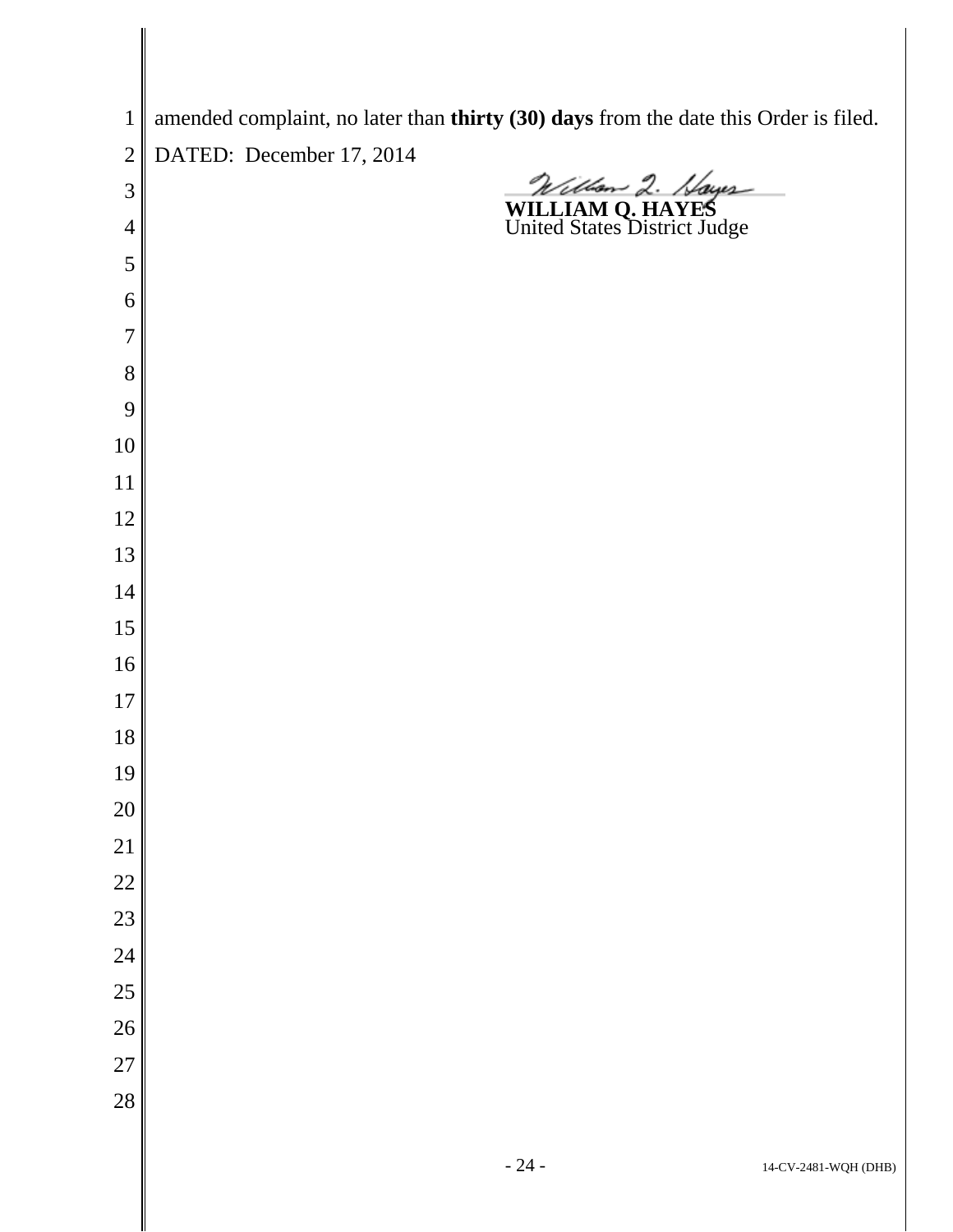amended complaint, no later than **thirty (30) days** from the date this Order is filed.

DATED: December 17, 2014

**WILLIAM Q. HAYES**
United States District Judge